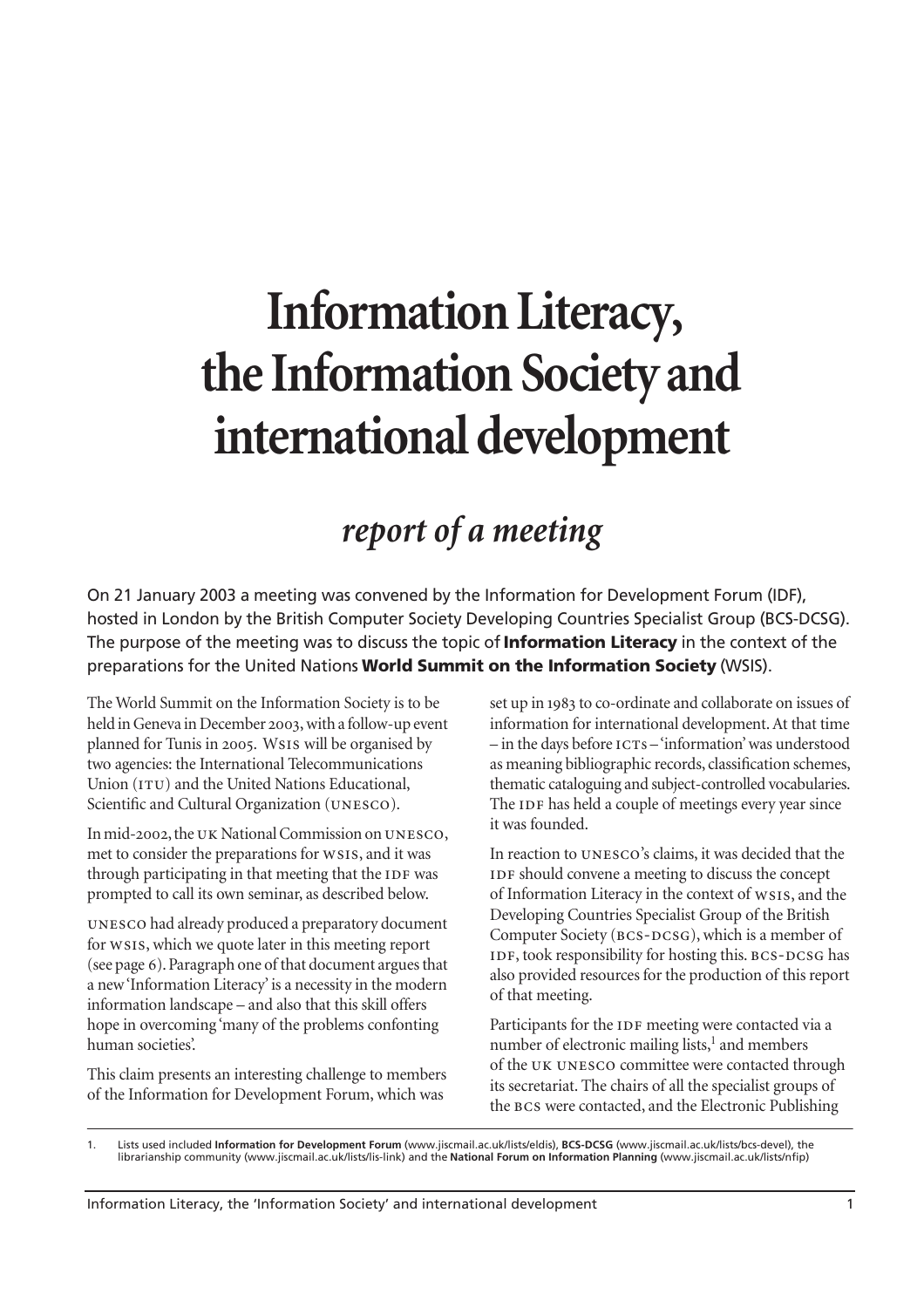# Information Literacy, the Information Society and international development

## *report of a meeting*

On 21 January 2003 a meeting was convened by the Information for Development Forum (IDF), hosted in London by the British Computer Society Developing Countries Specialist Group (BCS-DCSG). The purpose of the meeting was to discuss the topic of **Information Literacy** in the context of the preparations for the United Nations **World Summit on the Information Society** (WSIS).

The World Summit on the Information Society is to be held in Geneva in December 2003, with a follow-up event planned for Tunis in 2005. WSIS will be organised by two agencies: the International Telecommunications Union (ITU) and the United Nations Educational, Scientific and Cultural Organization (UNESCO).

In mid-2002, the UK National Commission on UNESCO, met to consider the preparations for WSIS, and it was through participating in that meeting that the IDF was prompted to call its own seminar, as described below.

UNESCO had already produced a preparatory document for WSIS, which we quote later in this meeting report (see page 6). Paragraph one of that document argues that a new 'Information Literacy' is a necessity in the modern information landscape – and also that this skill offers hope in overcoming 'many of the problems confronting human societies'.

This claim presents an interesting challenge to members of the Information for Development Forum, which was set up in 1983 to co-ordinate and collaborate on issues of information for international development. At that time – in the days before ICTs – 'information' was understood as meaning bibliographic records, classification schemes, thematic cataloguing and subject-controlled vocabularies. The IDF has held a couple of meetings every year since it was founded.

In reaction to UNESCO's claims, it was decided that the IDF should convene a meeting to discuss the concept of Information Literacy in the context of WSIS, and the Developing Countries Specialist Group of the British Computer Society (BCS-DCSG), which is a member of IDF, took responsibility for hosting this. BCS-DCSG has also provided resources for the production of this report of that meeting.

Participants for the IDF meeting were contacted via a number of electronic mailing lists,[1] and members of the UK UNESCO committee were contacted through its secretariat. The chairs of all the specialist groups of the BCS were contacted, and the Electronic Publishing

1. Lists used included **Information for Development Forum** (www.jiscmail.ac.uk/lists/eldis), **BCS-DCSG** (www.jiscmail.ac.uk/lists/bcs-devel), the librarianship community (www.jiscmail.ac.uk/lists/lis-link) and the **National Forum on Information Planning** (www.jiscmail.ac.uk/lists/nfip)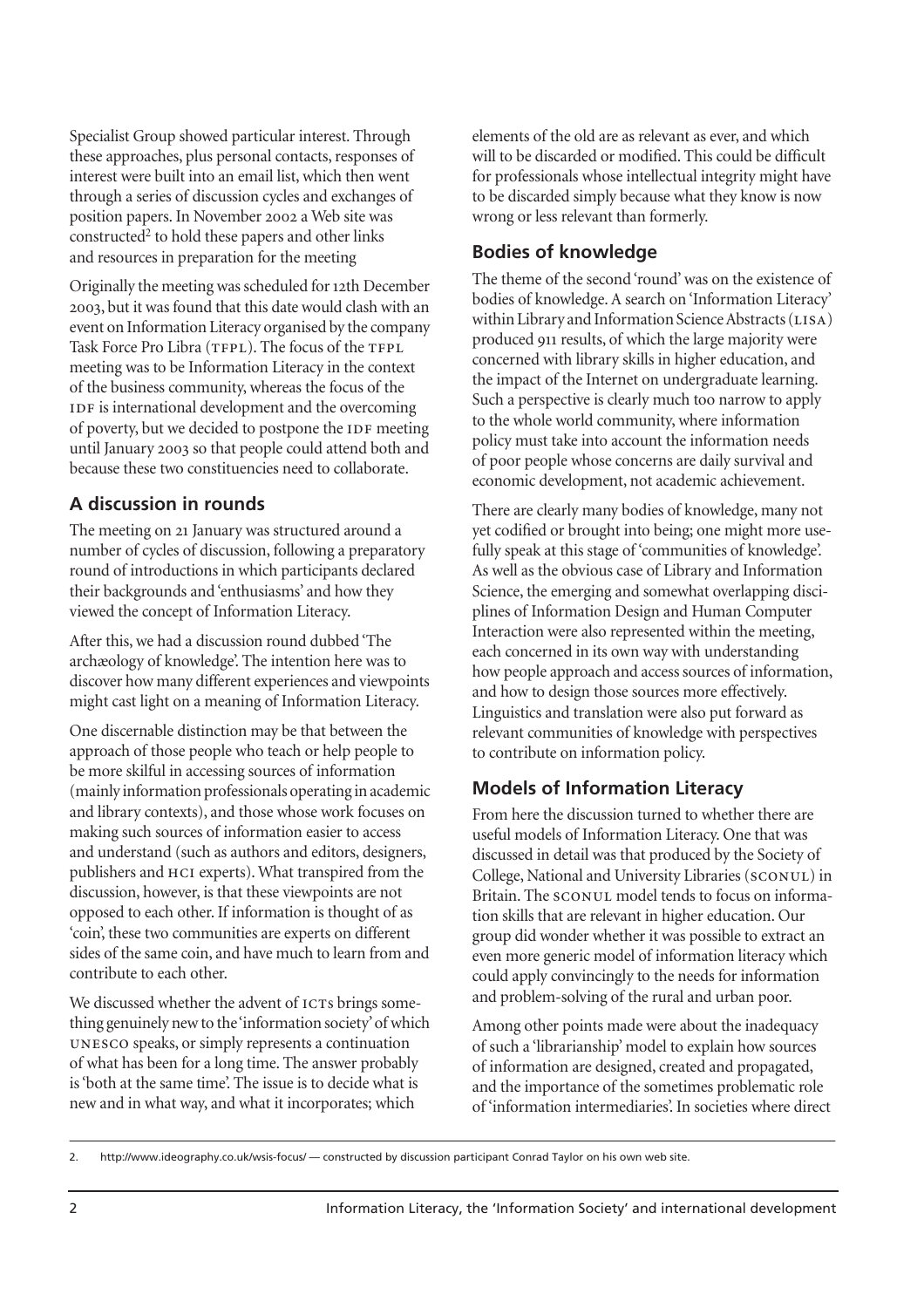Specialist Group showed particular interest. Through these approaches, plus personal contacts, responses of interest were built into an email list, which then went through a series of discussion cycles and exchanges of position papers. In November 2002 a Web site was constructed[2] to hold these papers and other links and resources in preparation for the meeting

Originally the meeting was scheduled for 12th December 2003, but it was found that this date would clash with an event on Information Literacy organised by the company Task Force Pro Libra (TFPL). The focus of the TFPL meeting was to be Information Literacy in the context of the business community, whereas the focus of the IDF is international development and the overcoming of poverty, but we decided to postpone the IDF meeting until January 2003 so that people could attend both and because these two constituencies need to collaborate.

## A discussion in rounds

The meeting on 21 January was structured around a number of cycles of discussion, following a preparatory round of introductions in which participants declared their backgrounds and 'enthusiasms' and how they viewed the concept of Information Literacy.

After this, we had a discussion round dubbed 'The archæology of knowledge'. The intention here was to discover how many different experiences and viewpoints might cast light on a meaning of Information Literacy.

One discernable distinction may be that between the approach of those people who teach or help people to be more skilful in accessing sources of information (mainly information professionals operating in academic and library contexts), and those whose work focuses on making such sources of information easier to access and understand (such as authors and editors, designers, publishers and HCI experts). What transpired from the discussion, however, is that these viewpoints are not opposed to each other. If information is thought of as 'coin', these two communities are experts on different sides of the same coin, and have much to learn from and contribute to each other.

We discussed whether the advent of ICTs brings something genuinely new to the 'information society' of which UNESCO speaks, or simply represents a continuation of what has been for a long time. The answer probably is 'both at the same time'. The issue is to decide what is new and in what way, and what it incorporates; which elements of the old are as relevant as ever, and which will to be discarded or modified. This could be difficult for professionals whose intellectual integrity might have to be discarded simply because what they know is now wrong or less relevant than formerly.

## Bodies of knowledge

The theme of the second 'round' was on the existence of bodies of knowledge. A search on 'Information Literacy' within Library and Information Science Abstracts (LISA) produced 911 results, of which the large majority were concerned with library skills in higher education, and the impact of the Internet on undergraduate learning. Such a perspective is clearly much too narrow to apply to the whole world community, where information policy must take into account the information needs of poor people whose concerns are daily survival and economic development, not academic achievement.

There are clearly many bodies of knowledge, many not yet codified or brought into being; one might more usefully speak at this stage of 'communities of knowledge'. As well as the obvious case of Library and Information Science, the emerging and somewhat overlapping disciplines of Information Design and Human Computer Interaction were also represented within the meeting, each concerned in its own way with understanding how people approach and access sources of information, and how to design those sources more effectively. Linguistics and translation were also put forward as relevant communities of knowledge with perspectives to contribute on information policy.

## Models of Information Literacy

From here the discussion turned to whether there are useful models of Information Literacy. One that was discussed in detail was that produced by the Society of College, National and University Libraries (SCONUL) in Britain. The SCONUL model tends to focus on information skills that are relevant in higher education. Our group did wonder whether it was possible to extract an even more generic model of information literacy which could apply convincingly to the needs for information and problem-solving of the rural and urban poor.

Among other points made were about the inadequacy of such a 'librarianship' model to explain how sources of information are designed, created and propagated, and the importance of the sometimes problematic role of 'information intermediaries'. In societies where direct

2. http://www.ideography.co.uk/wsis-focus/ — constructed by discussion participant Conrad Taylor on his own web site.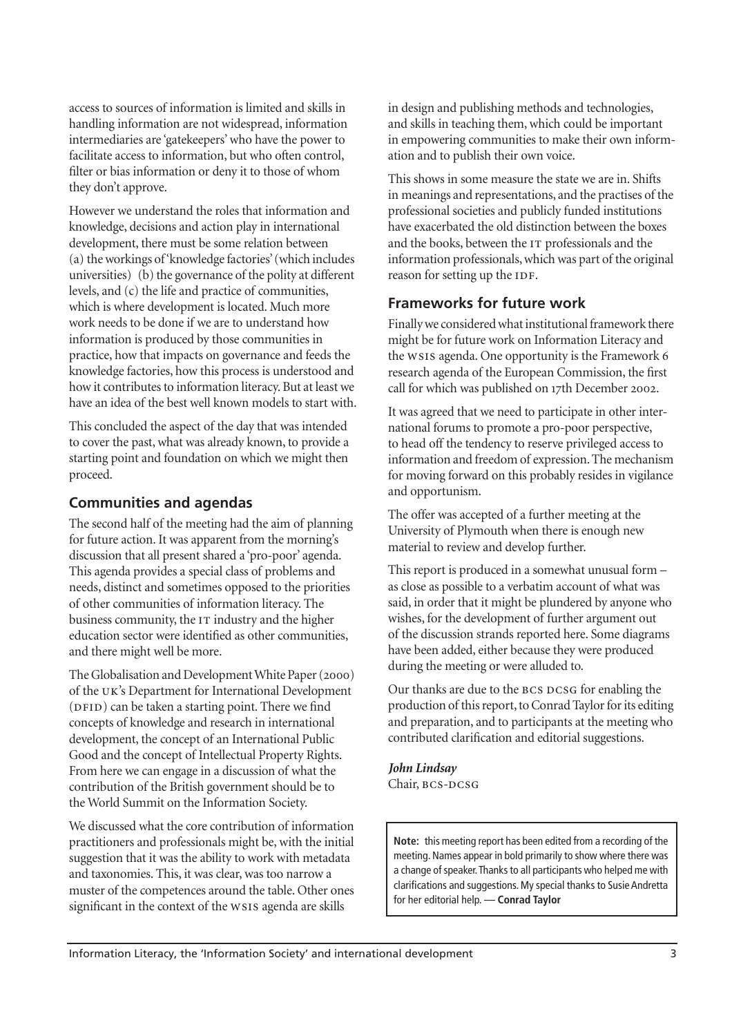access to sources of information is limited and skills in handling information are not widespread, information intermediaries are 'gatekeepers' who have the power to facilitate access to information, but who often control, filter or bias information or deny it to those of whom they don't approve.

However we understand the roles that information and knowledge, decisions and action play in international development, there must be some relation between (a) the workings of 'knowledge factories' (which includes universities) (b) the governance of the polity at different levels, and (c) the life and practice of communities, which is where development is located. Much more work needs to be done if we are to understand how information is produced by those communities in practice, how that impacts on governance and feeds the knowledge factories, how this process is understood and how it contributes to information literacy. But at least we have an idea of the best well known models to start with.

This concluded the aspect of the day that was intended to cover the past, what was already known, to provide a starting point and foundation on which we might then proceed.

## Communities and agendas

The second half of the meeting had the aim of planning for future action. It was apparent from the morning's discussion that all present shared a 'pro-poor' agenda. This agenda provides a special class of problems and needs, distinct and sometimes opposed to the priorities of other communities of information literacy. The business community, the IT industry and the higher education sector were identified as other communities, and there might well be more.

The Globalisation and Development White Paper (2000) of the UK's Department for International Development (DFID) can be taken a starting point. There we find concepts of knowledge and research in international development, the concept of an International Public Good and the concept of Intellectual Property Rights. From here we can engage in a discussion of what the contribution of the British government should be to the World Summit on the Information Society.

We discussed what the core contribution of information practitioners and professionals might be, with the initial suggestion that it was the ability to work with metadata and taxonomies. This, it was clear, was too narrow a muster of the competences around the table. Other ones significant in the context of the WSIS agenda are skills in design and publishing methods and technologies, and skills in teaching them, which could be important in empowering communities to make their own information and to publish their own voice.

This shows in some measure the state we are in. Shifts in meanings and representations, and the practises of the professional societies and publicly funded institutions have exacerbated the old distinction between the boxes and the books, between the IT professionals and the information professionals, which was part of the original reason for setting up the IDF.

## Frameworks for future work

Finally we considered what institutional framework there might be for future work on Information Literacy and the WSIS agenda. One opportunity is the Framework 6 research agenda of the European Commission, the first call for which was published on 17th December 2002.

It was agreed that we need to participate in other international forums to promote a pro-poor perspective, to head off the tendency to reserve privileged access to information and freedom of expression. The mechanism for moving forward on this probably resides in vigilance and opportunism.

The offer was accepted of a further meeting at the University of Plymouth when there is enough new material to review and develop further.

This report is produced in a somewhat unusual form – as close as possible to a verbatim account of what was said, in order that it might be plundered by anyone who wishes, for the development of further argument out of the discussion strands reported here. Some diagrams have been added, either because they were produced during the meeting or were alluded to.

Our thanks are due to the BCS DCSG for enabling the production of this report, to Conrad Taylor for its editing and preparation, and to participants at the meeting who contributed clarification and editorial suggestions.

***John Lindsay***
Chair, BCS-DCSG

**Note:** this meeting report has been edited from a recording of the meeting. Names appear in bold primarily to show where there was a change of speaker. Thanks to all participants who helped me with clarifications and suggestions. My special thanks to Susie Andretta for her editorial help. — **Conrad Taylor**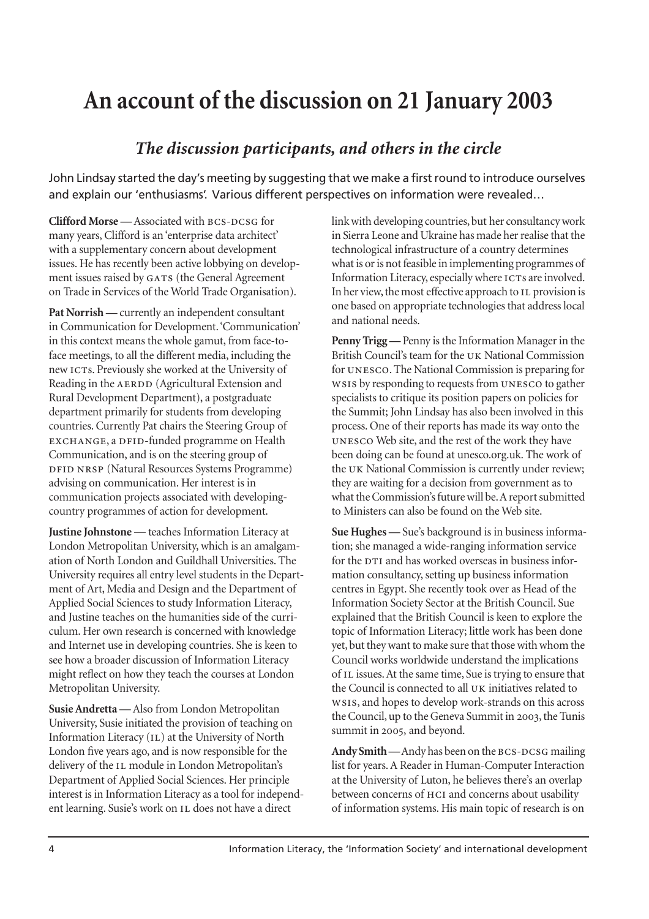# An account of the discussion on 21 January 2003

## *The discussion participants, and others in the circle*

John Lindsay started the day's meeting by suggesting that we make a first round to introduce ourselves and explain our 'enthusiasms'. Various different perspectives on information were revealed…

**Clifford Morse —** Associated with BCS-DCSG for many years, Clifford is an 'enterprise data architect' with a supplementary concern about development issues. He has recently been active lobbying on development issues raised by GATS (the General Agreement on Trade in Services of the World Trade Organisation).

**Pat Norrish —** currently an independent consultant in Communication for Development. 'Communication' in this context means the whole gamut, from face-to-face meetings, to all the different media, including the new ICTs. Previously she worked at the University of Reading in the AERDD (Agricultural Extension and Rural Development Department), a postgraduate department primarily for students from developing countries. Currently Pat chairs the Steering Group of EXCHANGE, a DFID-funded programme on Health Communication, and is on the steering group of DFID NRSP (Natural Resources Systems Programme) advising on communication. Her interest is in communication projects associated with developing-country programmes of action for development.

**Justine Johnstone** — teaches Information Literacy at London Metropolitan University, which is an amalgamation of North London and Guildhall Universities. The University requires all entry level students in the Department of Art, Media and Design and the Department of Applied Social Sciences to study Information Literacy, and Justine teaches on the humanities side of the curriculum. Her own research is concerned with knowledge and Internet use in developing countries. She is keen to see how a broader discussion of Information Literacy might reflect on how they teach the courses at London Metropolitan University.

**Susie Andretta —** Also from London Metropolitan University, Susie initiated the provision of teaching on Information Literacy (IL) at the University of North London five years ago, and is now responsible for the delivery of the IL module in London Metropolitan's Department of Applied Social Sciences. Her principle interest is in Information Literacy as a tool for independent learning. Susie's work on IL does not have a direct link with developing countries, but her consultancy work in Sierra Leone and Ukraine has made her realise that the technological infrastructure of a country determines what is or is not feasible in implementing programmes of Information Literacy, especially where ICTs are involved. In her view, the most effective approach to IL provision is one based on appropriate technologies that address local and national needs.

**Penny Trigg —** Penny is the Information Manager in the British Council's team for the UK National Commission for UNESCO. The National Commission is preparing for WSIS by responding to requests from UNESCO to gather specialists to critique its position papers on policies for the Summit; John Lindsay has also been involved in this process. One of their reports has made its way onto the UNESCO Web site, and the rest of the work they have been doing can be found at unesco.org.uk. The work of the UK National Commission is currently under review; they are waiting for a decision from government as to what the Commission's future will be. A report submitted to Ministers can also be found on the Web site.

**Sue Hughes —** Sue's background is in business information; she managed a wide-ranging information service for the DTI and has worked overseas in business information consultancy, setting up business information centres in Egypt. She recently took over as Head of the Information Society Sector at the British Council. Sue explained that the British Council is keen to explore the topic of Information Literacy; little work has been done yet, but they want to make sure that those with whom the Council works worldwide understand the implications of IL issues. At the same time, Sue is trying to ensure that the Council is connected to all UK initiatives related to WSIS, and hopes to develop work-strands on this across the Council, up to the Geneva Summit in 2003, the Tunis summit in 2005, and beyond.

**Andy Smith —** Andy has been on the BCS-DCSG mailing list for years. A Reader in Human-Computer Interaction at the University of Luton, he believes there's an overlap between concerns of HCI and concerns about usability of information systems. His main topic of research is on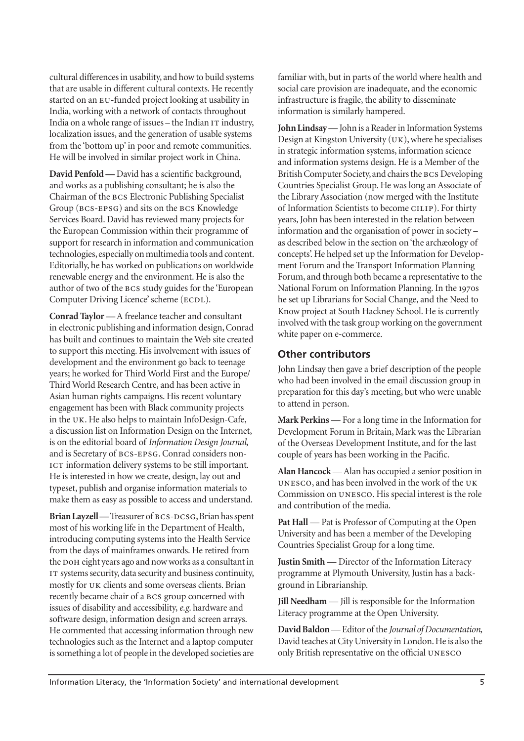cultural differences in usability, and how to build systems that are usable in different cultural contexts. He recently started on an EU-funded project looking at usability in India, working with a network of contacts throughout India on a whole range of issues – the Indian IT industry, localization issues, and the generation of usable systems from the 'bottom up' in poor and remote communities. He will be involved in similar project work in China.

**David Penfold —** David has a scientific background, and works as a publishing consultant; he is also the Chairman of the BCS Electronic Publishing Specialist Group (BCS-EPSG) and sits on the BCS Knowledge Services Board. David has reviewed many projects for the European Commission within their programme of support for research in information and communication technologies, especially on multimedia tools and content. Editorially, he has worked on publications on worldwide renewable energy and the environment. He is also the author of two of the BCS study guides for the 'European Computer Driving Licence' scheme (ECDL).

**Conrad Taylor —** A freelance teacher and consultant in electronic publishing and information design, Conrad has built and continues to maintain the Web site created to support this meeting. His involvement with issues of development and the environment go back to teenage years; he worked for Third World First and the Europe/Third World Research Centre, and has been active in Asian human rights campaigns. His recent voluntary engagement has been with Black community projects in the UK. He also helps to maintain InfoDesign-Cafe, a discussion list on Information Design on the Internet, is on the editorial board of *Information Design Journal*, and is Secretary of BCS-EPSG. Conrad considers non-ICT information delivery systems to be still important. He is interested in how we create, design, lay out and typeset, publish and organise information materials to make them as easy as possible to access and understand.

**Brian Layzell —** Treasurer of BCS-DCSG, Brian has spent most of his working life in the Department of Health, introducing computing systems into the Health Service from the days of mainframes onwards. He retired from the DoH eight years ago and now works as a consultant in IT systems security, data security and business continuity, mostly for UK clients and some overseas clients. Brian recently became chair of a BCS group concerned with issues of disability and accessibility, *e.g.* hardware and software design, information design and screen arrays. He commented that accessing information through new technologies such as the Internet and a laptop computer is something a lot of people in the developed societies are familiar with, but in parts of the world where health and social care provision are inadequate, and the economic infrastructure is fragile, the ability to disseminate information is similarly hampered.

**John Lindsay** — John is a Reader in Information Systems Design at Kingston University (UK), where he specialises in strategic information systems, information science and information systems design. He is a Member of the British Computer Society, and chairs the BCS Developing Countries Specialist Group. He was long an Associate of the Library Association (now merged with the Institute of Information Scientists to become CILIP). For thirty years, John has been interested in the relation between information and the organisation of power in society – as described below in the section on 'the archæology of concepts'. He helped set up the Information for Development Forum and the Transport Information Planning Forum, and through both became a representative to the National Forum on Information Planning. In the 1970s he set up Librarians for Social Change, and the Need to Know project at South Hackney School. He is currently involved with the task group working on the government white paper on e-commerce.

## Other contributors

John Lindsay then gave a brief description of the people who had been involved in the email discussion group in preparation for this day's meeting, but who were unable to attend in person.

**Mark Perkins** — For a long time in the Information for Development Forum in Britain, Mark was the Librarian of the Overseas Development Institute, and for the last couple of years has been working in the Pacific.

**Alan Hancock** — Alan has occupied a senior position in UNESCO, and has been involved in the work of the UK Commission on UNESCO. His special interest is the role and contribution of the media.

**Pat Hall** — Pat is Professor of Computing at the Open University and has been a member of the Developing Countries Specialist Group for a long time.

**Justin Smith** — Director of the Information Literacy programme at Plymouth University, Justin has a background in Librarianship.

**Jill Needham** — Jill is responsible for the Information Literacy programme at the Open University.

**David Baldon** — Editor of the *Journal of Documentation*, David teaches at City University in London. He is also the only British representative on the official UNESCO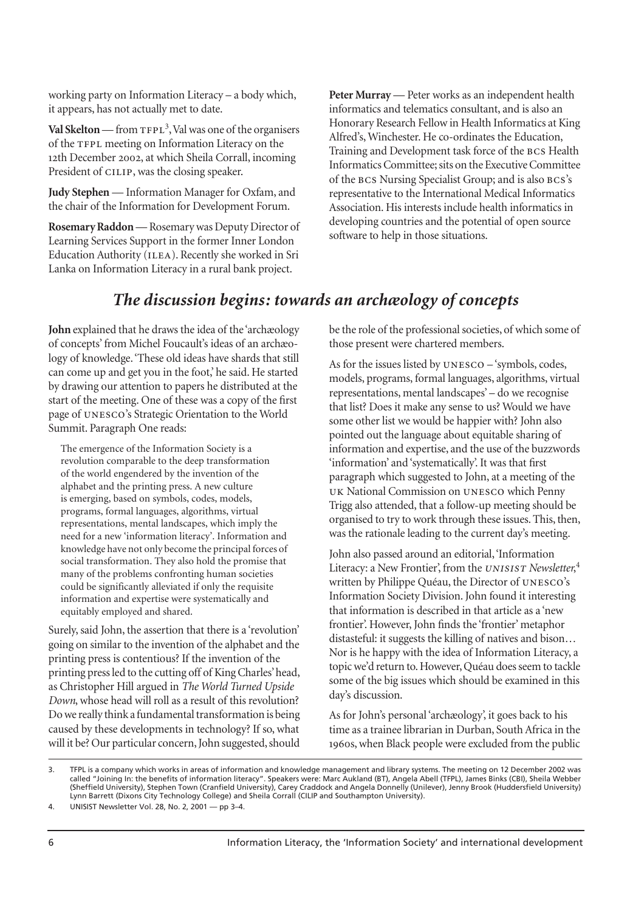working party on Information Literacy – a body which, it appears, has not actually met to date.

**Val Skelton** — from TFPL[3], Val was one of the organisers of the TFPL meeting on Information Literacy on the 12th December 2002, at which Sheila Corrall, incoming President of CILIP, was the closing speaker.

**Judy Stephen** — Information Manager for Oxfam, and the chair of the Information for Development Forum.

**Rosemary Raddon** — Rosemary was Deputy Director of Learning Services Support in the former Inner London Education Authority (ILEA). Recently she worked in Sri Lanka on Information Literacy in a rural bank project.

**Peter Murray** — Peter works as an independent health informatics and telematics consultant, and is also an Honorary Research Fellow in Health Informatics at King Alfred's, Winchester. He co-ordinates the Education, Training and Development task force of the BCS Health Informatics Committee; sits on the Executive Committee of the BCS Nursing Specialist Group; and is also BCS's representative to the International Medical Informatics Association. His interests include health informatics in developing countries and the potential of open source software to help in those situations.

## *The discussion begins: towards an archæology of concepts*

**John** explained that he draws the idea of the 'archæology of concepts' from Michel Foucault's ideas of an archæology of knowledge. 'These old ideas have shards that still can come up and get you in the foot,' he said. He started by drawing our attention to papers he distributed at the start of the meeting. One of these was a copy of the first page of UNESCO's Strategic Orientation to the World Summit. Paragraph One reads:

> The emergence of the Information Society is a revolution comparable to the deep transformation of the world engendered by the invention of the alphabet and the printing press. A new culture is emerging, based on symbols, codes, models, programs, formal languages, algorithms, virtual representations, mental landscapes, which imply the need for a new 'information literacy'. Information and knowledge have not only become the principal forces of social transformation. They also hold the promise that many of the problems confronting human societies could be significantly alleviated if only the requisite information and expertise were systematically and equitably employed and shared.

Surely, said John, the assertion that there is a 'revolution' going on similar to the invention of the alphabet and the printing press is contentious? If the invention of the printing press led to the cutting off of King Charles' head, as Christopher Hill argued in *The World Turned Upside Down*, whose head will roll as a result of this revolution? Do we really think a fundamental transformation is being caused by these developments in technology? If so, what will it be? Our particular concern, John suggested, should be the role of the professional societies, of which some of those present were chartered members.

As for the issues listed by UNESCO – 'symbols, codes, models, programs, formal languages, algorithms, virtual representations, mental landscapes' – do we recognise that list? Does it make any sense to us? Would we have some other list we would be happier with? John also pointed out the language about equitable sharing of information and expertise, and the use of the buzzwords 'information' and 'systematically'. It was that first paragraph which suggested to John, at a meeting of the UK National Commission on UNESCO which Penny Trigg also attended, that a follow-up meeting should be organised to try to work through these issues. This, then, was the rationale leading to the current day's meeting.

John also passed around an editorial, 'Information Literacy: a New Frontier', from the *UNISIST Newsletter*,[4] written by Philippe Quéau, the Director of UNESCO's Information Society Division. John found it interesting that information is described in that article as a 'new frontier'. However, John finds the 'frontier' metaphor distasteful: it suggests the killing of natives and bison… Nor is he happy with the idea of Information Literacy, a topic we'd return to. However, Quéau does seem to tackle some of the big issues which should be examined in this day's discussion.

As for John's personal 'archæology', it goes back to his time as a trainee librarian in Durban, South Africa in the 1960s, when Black people were excluded from the public

---

3. TFPL is a company which works in areas of information and knowledge management and library systems. The meeting on 12 December 2002 was called "Joining In: the benefits of information literacy". Speakers were: Marc Aukland (BT), Angela Abell (TFPL), James Binks (CBI), Sheila Webber (Sheffield University), Stephen Town (Cranfield University), Carey Craddock and Angela Donnelly (Unilever), Jenny Brook (Huddersfield University) Lynn Barrett (Dixons City Technology College) and Sheila Corrall (CILIP and Southampton University).

4. UNISIST Newsletter Vol. 28, No. 2, 2001 — pp 3–4.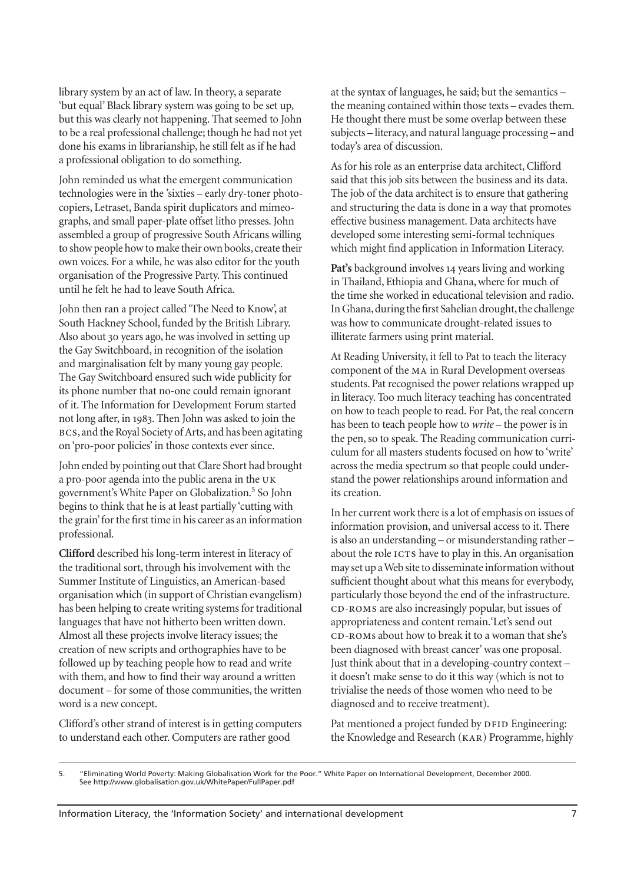library system by an act of law. In theory, a separate 'but equal' Black library system was going to be set up, but this was clearly not happening. That seemed to John to be a real professional challenge; though he had not yet done his exams in librarianship, he still felt as if he had a professional obligation to do something.

John reminded us what the emergent communication technologies were in the 'sixties – early dry-toner photocopiers, Letraset, Banda spirit duplicators and mimeographs, and small paper-plate offset litho presses. John assembled a group of progressive South Africans willing to show people how to make their own books, create their own voices. For a while, he was also editor for the youth organisation of the Progressive Party. This continued until he felt he had to leave South Africa.

John then ran a project called 'The Need to Know', at South Hackney School, funded by the British Library. Also about 30 years ago, he was involved in setting up the Gay Switchboard, in recognition of the isolation and marginalisation felt by many young gay people. The Gay Switchboard ensured such wide publicity for its phone number that no-one could remain ignorant of it. The Information for Development Forum started not long after, in 1983. Then John was asked to join the BCS, and the Royal Society of Arts, and has been agitating on 'pro-poor policies' in those contexts ever since.

John ended by pointing out that Clare Short had brought a pro-poor agenda into the public arena in the UK government's White Paper on Globalization.[5] So John begins to think that he is at least partially 'cutting with the grain' for the first time in his career as an information professional.

**Clifford** described his long-term interest in literacy of the traditional sort, through his involvement with the Summer Institute of Linguistics, an American-based organisation which (in support of Christian evangelism) has been helping to create writing systems for traditional languages that have not hitherto been written down. Almost all these projects involve literacy issues; the creation of new scripts and orthographies have to be followed up by teaching people how to read and write with them, and how to find their way around a written document – for some of those communities, the written word is a new concept.

Clifford's other strand of interest is in getting computers to understand each other. Computers are rather good at the syntax of languages, he said; but the semantics – the meaning contained within those texts – evades them. He thought there must be some overlap between these subjects – literacy, and natural language processing – and today's area of discussion.

As for his role as an enterprise data architect, Clifford said that this job sits between the business and its data. The job of the data architect is to ensure that gathering and structuring the data is done in a way that promotes effective business management. Data architects have developed some interesting semi-formal techniques which might find application in Information Literacy.

**Pat's** background involves 14 years living and working in Thailand, Ethiopia and Ghana, where for much of the time she worked in educational television and radio. In Ghana, during the first Sahelian drought, the challenge was how to communicate drought-related issues to illiterate farmers using print material.

At Reading University, it fell to Pat to teach the literacy component of the MA in Rural Development overseas students. Pat recognised the power relations wrapped up in literacy. Too much literacy teaching has concentrated on how to teach people to read. For Pat, the real concern has been to teach people how to *write* – the power is in the pen, so to speak. The Reading communication curriculum for all masters students focused on how to 'write' across the media spectrum so that people could understand the power relationships around information and its creation.

In her current work there is a lot of emphasis on issues of information provision, and universal access to it. There is also an understanding – or misunderstanding rather – about the role ICTS have to play in this. An organisation may set up a Web site to disseminate information without sufficient thought about what this means for everybody, particularly those beyond the end of the infrastructure. CD-ROMS are also increasingly popular, but issues of appropriateness and content remain. 'Let's send out CD-ROMs about how to break it to a woman that she's been diagnosed with breast cancer' was one proposal. Just think about that in a developing-country context – it doesn't make sense to do it this way (which is not to trivialise the needs of those women who need to be diagnosed and to receive treatment).

Pat mentioned a project funded by DFID Engineering: the Knowledge and Research (KAR) Programme, highly

---

5. "Eliminating World Poverty: Making Globalisation Work for the Poor." White Paper on International Development, December 2000. See http://www.globalisation.gov.uk/WhitePaper/FullPaper.pdf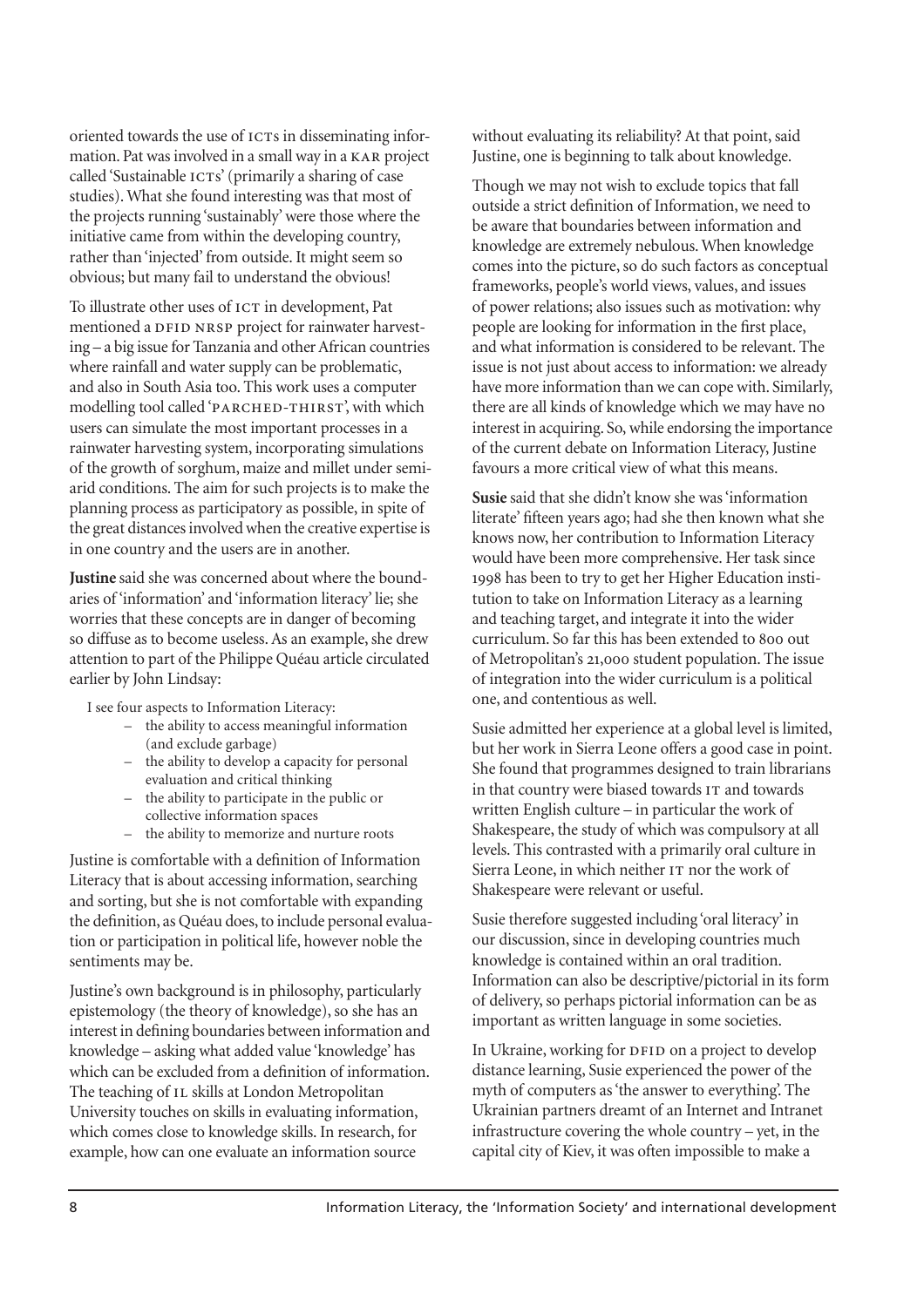oriented towards the use of ICTs in disseminating information. Pat was involved in a small way in a KAR project called 'Sustainable ICTs' (primarily a sharing of case studies). What she found interesting was that most of the projects running 'sustainably' were those where the initiative came from within the developing country, rather than 'injected' from outside. It might seem so obvious; but many fail to understand the obvious!

To illustrate other uses of ICT in development, Pat mentioned a DFID NRSP project for rainwater harvesting – a big issue for Tanzania and other African countries where rainfall and water supply can be problematic, and also in South Asia too. This work uses a computer modelling tool called 'PARCHED-THIRST', with which users can simulate the most important processes in a rainwater harvesting system, incorporating simulations of the growth of sorghum, maize and millet under semi-arid conditions. The aim for such projects is to make the planning process as participatory as possible, in spite of the great distances involved when the creative expertise is in one country and the users are in another.

**Justine** said she was concerned about where the boundaries of 'information' and 'information literacy' lie; she worries that these concepts are in danger of becoming so diffuse as to become useless. As an example, she drew attention to part of the Philippe Quéau article circulated earlier by John Lindsay:

> I see four aspects to Information Literacy:
> - the ability to access meaningful information (and exclude garbage)
> - the ability to develop a capacity for personal evaluation and critical thinking
> - the ability to participate in the public or collective information spaces
> - the ability to memorize and nurture roots

Justine is comfortable with a definition of Information Literacy that is about accessing information, searching and sorting, but she is not comfortable with expanding the definition, as Quéau does, to include personal evaluation or participation in political life, however noble the sentiments may be.

Justine's own background is in philosophy, particularly epistemology (the theory of knowledge), so she has an interest in defining boundaries between information and knowledge – asking what added value 'knowledge' has which can be excluded from a definition of information. The teaching of IL skills at London Metropolitan University touches on skills in evaluating information, which comes close to knowledge skills. In research, for example, how can one evaluate an information source without evaluating its reliability? At that point, said Justine, one is beginning to talk about knowledge.

Though we may not wish to exclude topics that fall outside a strict definition of Information, we need to be aware that boundaries between information and knowledge are extremely nebulous. When knowledge comes into the picture, so do such factors as conceptual frameworks, people's world views, values, and issues of power relations; also issues such as motivation: why people are looking for information in the first place, and what information is considered to be relevant. The issue is not just about access to information: we already have more information than we can cope with. Similarly, there are all kinds of knowledge which we may have no interest in acquiring. So, while endorsing the importance of the current debate on Information Literacy, Justine favours a more critical view of what this means.

**Susie** said that she didn't know she was 'information literate' fifteen years ago; had she then known what she knows now, her contribution to Information Literacy would have been more comprehensive. Her task since 1998 has been to try to get her Higher Education institution to take on Information Literacy as a learning and teaching target, and integrate it into the wider curriculum. So far this has been extended to 800 out of Metropolitan's 21,000 student population. The issue of integration into the wider curriculum is a political one, and contentious as well.

Susie admitted her experience at a global level is limited, but her work in Sierra Leone offers a good case in point. She found that programmes designed to train librarians in that country were biased towards IT and towards written English culture – in particular the work of Shakespeare, the study of which was compulsory at all levels. This contrasted with a primarily oral culture in Sierra Leone, in which neither IT nor the work of Shakespeare were relevant or useful.

Susie therefore suggested including 'oral literacy' in our discussion, since in developing countries much knowledge is contained within an oral tradition. Information can also be descriptive/pictorial in its form of delivery, so perhaps pictorial information can be as important as written language in some societies.

In Ukraine, working for DFID on a project to develop distance learning, Susie experienced the power of the myth of computers as 'the answer to everything'. The Ukrainian partners dreamt of an Internet and Intranet infrastructure covering the whole country – yet, in the capital city of Kiev, it was often impossible to make a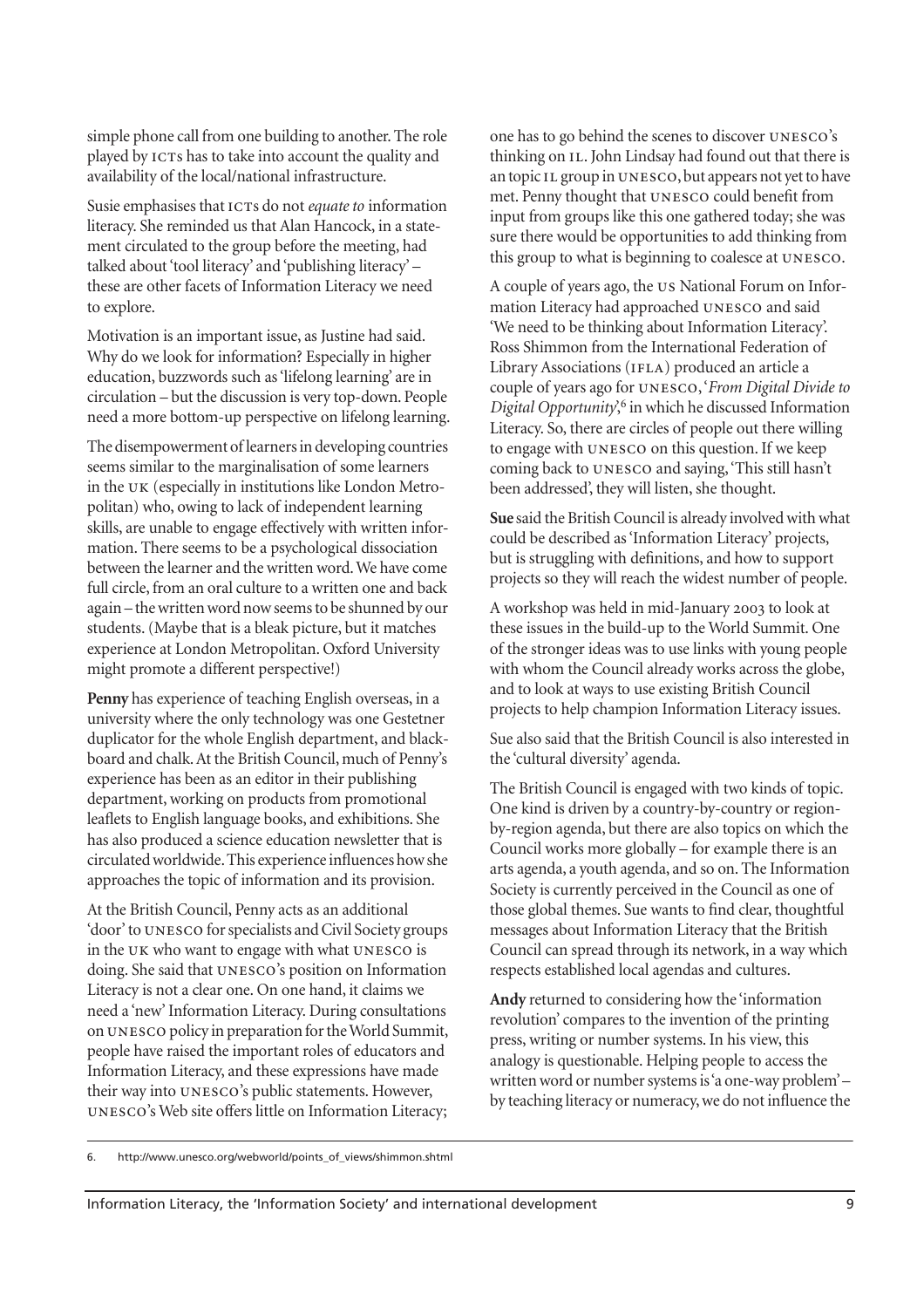simple phone call from one building to another. The role played by ICTs has to take into account the quality and availability of the local/national infrastructure.

Susie emphasises that ICTs do not *equate to* information literacy. She reminded us that Alan Hancock, in a statement circulated to the group before the meeting, had talked about 'tool literacy' and 'publishing literacy' – these are other facets of Information Literacy we need to explore.

Motivation is an important issue, as Justine had said. Why do we look for information? Especially in higher education, buzzwords such as 'lifelong learning' are in circulation – but the discussion is very top-down. People need a more bottom-up perspective on lifelong learning.

The disempowerment of learners in developing countries seems similar to the marginalisation of some learners in the UK (especially in institutions like London Metropolitan) who, owing to lack of independent learning skills, are unable to engage effectively with written information. There seems to be a psychological dissociation between the learner and the written word. We have come full circle, from an oral culture to a written one and back again – the written word now seems to be shunned by our students. (Maybe that is a bleak picture, but it matches experience at London Metropolitan. Oxford University might promote a different perspective!)

**Penny** has experience of teaching English overseas, in a university where the only technology was one Gestetner duplicator for the whole English department, and blackboard and chalk. At the British Council, much of Penny's experience has been as an editor in their publishing department, working on products from promotional leaflets to English language books, and exhibitions. She has also produced a science education newsletter that is circulated worldwide. This experience influences how she approaches the topic of information and its provision.

At the British Council, Penny acts as an additional 'door' to UNESCO for specialists and Civil Society groups in the UK who want to engage with what UNESCO is doing. She said that UNESCO's position on Information Literacy is not a clear one. On one hand, it claims we need a 'new' Information Literacy. During consultations on UNESCO policy in preparation for the World Summit, people have raised the important roles of educators and Information Literacy, and these expressions have made their way into UNESCO's public statements. However, UNESCO's Web site offers little on Information Literacy; one has to go behind the scenes to discover UNESCO's thinking on IL. John Lindsay had found out that there is an topic IL group in UNESCO, but appears not yet to have met. Penny thought that UNESCO could benefit from input from groups like this one gathered today; she was sure there would be opportunities to add thinking from this group to what is beginning to coalesce at UNESCO.

A couple of years ago, the US National Forum on Information Literacy had approached UNESCO and said 'We need to be thinking about Information Literacy'. Ross Shimmon from the International Federation of Library Associations (IFLA) produced an article a couple of years ago for UNESCO, '*From Digital Divide to Digital Opportunity*',[6] in which he discussed Information Literacy. So, there are circles of people out there willing to engage with UNESCO on this question. If we keep coming back to UNESCO and saying, 'This still hasn't been addressed', they will listen, she thought.

**Sue** said the British Council is already involved with what could be described as 'Information Literacy' projects, but is struggling with definitions, and how to support projects so they will reach the widest number of people.

A workshop was held in mid-January 2003 to look at these issues in the build-up to the World Summit. One of the stronger ideas was to use links with young people with whom the Council already works across the globe, and to look at ways to use existing British Council projects to help champion Information Literacy issues.

Sue also said that the British Council is also interested in the 'cultural diversity' agenda.

The British Council is engaged with two kinds of topic. One kind is driven by a country-by-country or region-by-region agenda, but there are also topics on which the Council works more globally – for example there is an arts agenda, a youth agenda, and so on. The Information Society is currently perceived in the Council as one of those global themes. Sue wants to find clear, thoughtful messages about Information Literacy that the British Council can spread through its network, in a way which respects established local agendas and cultures.

**Andy** returned to considering how the 'information revolution' compares to the invention of the printing press, writing or number systems. In his view, this analogy is questionable. Helping people to access the written word or number systems is 'a one-way problem' – by teaching literacy or numeracy, we do not influence the

6. http://www.unesco.org/webworld/points_of_views/shimmon.shtml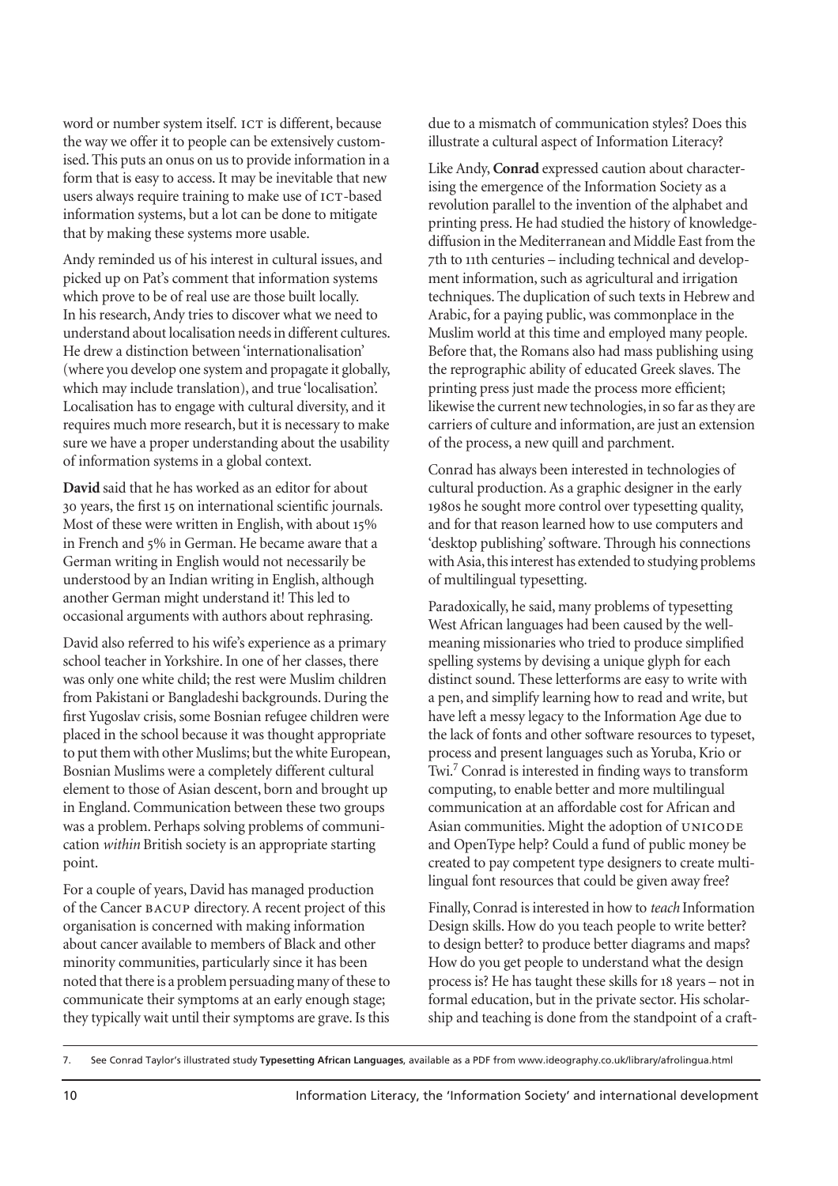word or number system itself. ICT is different, because the way we offer it to people can be extensively customised. This puts an onus on us to provide information in a form that is easy to access. It may be inevitable that new users always require training to make use of ICT-based information systems, but a lot can be done to mitigate that by making these systems more usable.

Andy reminded us of his interest in cultural issues, and picked up on Pat's comment that information systems which prove to be of real use are those built locally. In his research, Andy tries to discover what we need to understand about localisation needs in different cultures. He drew a distinction between 'internationalisation' (where you develop one system and propagate it globally, which may include translation), and true 'localisation'. Localisation has to engage with cultural diversity, and it requires much more research, but it is necessary to make sure we have a proper understanding about the usability of information systems in a global context.

**David** said that he has worked as an editor for about 30 years, the first 15 on international scientific journals. Most of these were written in English, with about 15% in French and 5% in German. He became aware that a German writing in English would not necessarily be understood by an Indian writing in English, although another German might understand it! This led to occasional arguments with authors about rephrasing.

David also referred to his wife's experience as a primary school teacher in Yorkshire. In one of her classes, there was only one white child; the rest were Muslim children from Pakistani or Bangladeshi backgrounds. During the first Yugoslav crisis, some Bosnian refugee children were placed in the school because it was thought appropriate to put them with other Muslims; but the white European, Bosnian Muslims were a completely different cultural element to those of Asian descent, born and brought up in England. Communication between these two groups was a problem. Perhaps solving problems of communication *within* British society is an appropriate starting point.

For a couple of years, David has managed production of the Cancer BACUP directory. A recent project of this organisation is concerned with making information about cancer available to members of Black and other minority communities, particularly since it has been noted that there is a problem persuading many of these to communicate their symptoms at an early enough stage; they typically wait until their symptoms are grave. Is this due to a mismatch of communication styles? Does this illustrate a cultural aspect of Information Literacy?

Like Andy, **Conrad** expressed caution about characterising the emergence of the Information Society as a revolution parallel to the invention of the alphabet and printing press. He had studied the history of knowledge-diffusion in the Mediterranean and Middle East from the 7th to 11th centuries – including technical and development information, such as agricultural and irrigation techniques. The duplication of such texts in Hebrew and Arabic, for a paying public, was commonplace in the Muslim world at this time and employed many people. Before that, the Romans also had mass publishing using the reprographic ability of educated Greek slaves. The printing press just made the process more efficient; likewise the current new technologies, in so far as they are carriers of culture and information, are just an extension of the process, a new quill and parchment.

Conrad has always been interested in technologies of cultural production. As a graphic designer in the early 1980s he sought more control over typesetting quality, and for that reason learned how to use computers and 'desktop publishing' software. Through his connections with Asia, this interest has extended to studying problems of multilingual typesetting.

Paradoxically, he said, many problems of typesetting West African languages had been caused by the well-meaning missionaries who tried to produce simplified spelling systems by devising a unique glyph for each distinct sound. These letterforms are easy to write with a pen, and simplify learning how to read and write, but have left a messy legacy to the Information Age due to the lack of fonts and other software resources to typeset, process and present languages such as Yoruba, Krio or Twi.[7] Conrad is interested in finding ways to transform computing, to enable better and more multilingual communication at an affordable cost for African and Asian communities. Might the adoption of UNICODE and OpenType help? Could a fund of public money be created to pay competent type designers to create multilingual font resources that could be given away free?

Finally, Conrad is interested in how to *teach* Information Design skills. How do you teach people to write better? to design better? to produce better diagrams and maps? How do you get people to understand what the design process is? He has taught these skills for 18 years – not in formal education, but in the private sector. His scholarship and teaching is done from the standpoint of a craft-

7. See Conrad Taylor's illustrated study **Typesetting African Languages**, available as a PDF from www.ideography.co.uk/library/afrolingua.html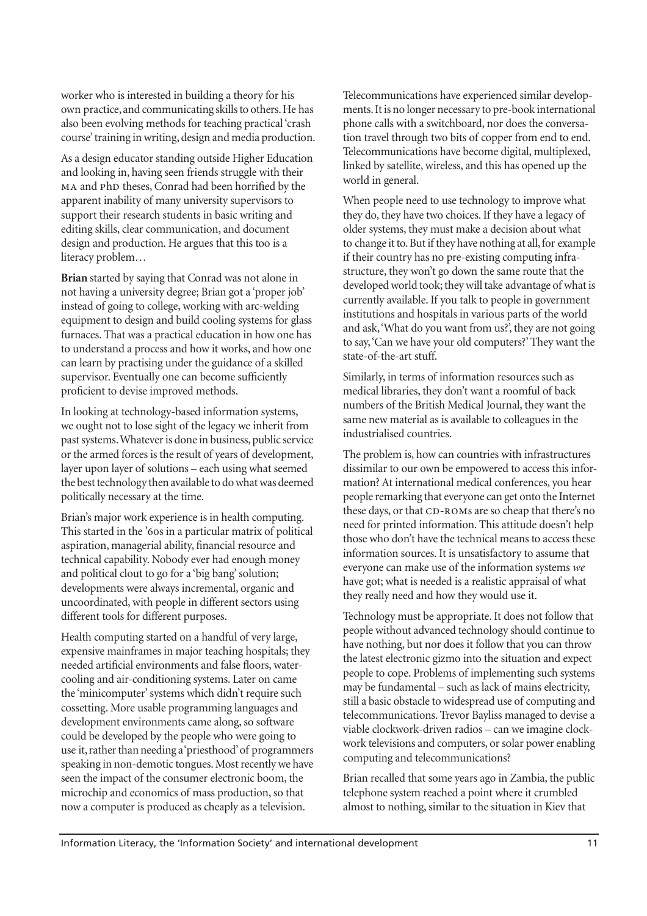worker who is interested in building a theory for his own practice, and communicating skills to others. He has also been evolving methods for teaching practical 'crash course' training in writing, design and media production.

As a design educator standing outside Higher Education and looking in, having seen friends struggle with their MA and PhD theses, Conrad had been horrified by the apparent inability of many university supervisors to support their research students in basic writing and editing skills, clear communication, and document design and production. He argues that this too is a literacy problem…

**Brian** started by saying that Conrad was not alone in not having a university degree; Brian got a 'proper job' instead of going to college, working with arc-welding equipment to design and build cooling systems for glass furnaces. That was a practical education in how one has to understand a process and how it works, and how one can learn by practising under the guidance of a skilled supervisor. Eventually one can become sufficiently proficient to devise improved methods.

In looking at technology-based information systems, we ought not to lose sight of the legacy we inherit from past systems. Whatever is done in business, public service or the armed forces is the result of years of development, layer upon layer of solutions – each using what seemed the best technology then available to do what was deemed politically necessary at the time.

Brian's major work experience is in health computing. This started in the '60s in a particular matrix of political aspiration, managerial ability, financial resource and technical capability. Nobody ever had enough money and political clout to go for a 'big bang' solution; developments were always incremental, organic and uncoordinated, with people in different sectors using different tools for different purposes.

Health computing started on a handful of very large, expensive mainframes in major teaching hospitals; they needed artificial environments and false floors, water-cooling and air-conditioning systems. Later on came the 'minicomputer' systems which didn't require such cossetting. More usable programming languages and development environments came along, so software could be developed by the people who were going to use it, rather than needing a 'priesthood' of programmers speaking in non-demotic tongues. Most recently we have seen the impact of the consumer electronic boom, the microchip and economics of mass production, so that now a computer is produced as cheaply as a television.

Telecommunications have experienced similar developments. It is no longer necessary to pre-book international phone calls with a switchboard, nor does the conversation travel through two bits of copper from end to end. Telecommunications have become digital, multiplexed, linked by satellite, wireless, and this has opened up the world in general.

When people need to use technology to improve what they do, they have two choices. If they have a legacy of older systems, they must make a decision about what to change it to. But if they have nothing at all, for example if their country has no pre-existing computing infrastructure, they won't go down the same route that the developed world took; they will take advantage of what is currently available. If you talk to people in government institutions and hospitals in various parts of the world and ask, 'What do you want from us?', they are not going to say, 'Can we have your old computers?' They want the state-of-the-art stuff.

Similarly, in terms of information resources such as medical libraries, they don't want a roomful of back numbers of the British Medical Journal, they want the same new material as is available to colleagues in the industrialised countries.

The problem is, how can countries with infrastructures dissimilar to our own be empowered to access this information? At international medical conferences, you hear people remarking that everyone can get onto the Internet these days, or that CD-ROMs are so cheap that there's no need for printed information. This attitude doesn't help those who don't have the technical means to access these information sources. It is unsatisfactory to assume that everyone can make use of the information systems *we* have got; what is needed is a realistic appraisal of what they really need and how they would use it.

Technology must be appropriate. It does not follow that people without advanced technology should continue to have nothing, but nor does it follow that you can throw the latest electronic gizmo into the situation and expect people to cope. Problems of implementing such systems may be fundamental – such as lack of mains electricity, still a basic obstacle to widespread use of computing and telecommunications. Trevor Bayliss managed to devise a viable clockwork-driven radios – can we imagine clockwork televisions and computers, or solar power enabling computing and telecommunications?

Brian recalled that some years ago in Zambia, the public telephone system reached a point where it crumbled almost to nothing, similar to the situation in Kiev that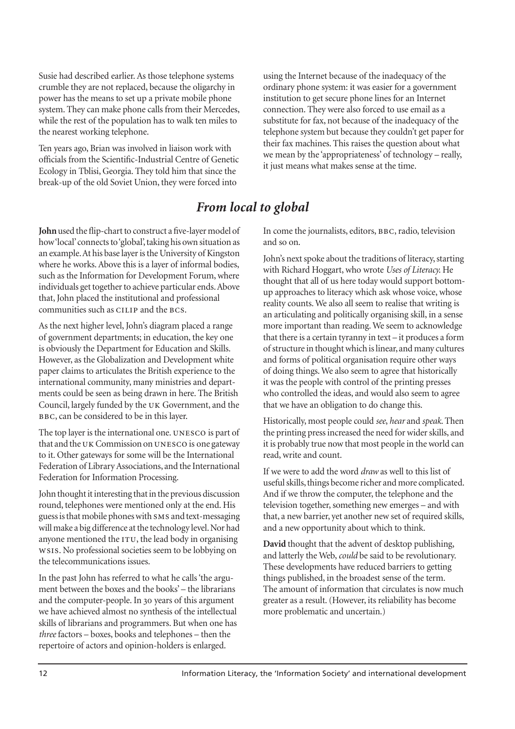Susie had described earlier. As those telephone systems crumble they are not replaced, because the oligarchy in power has the means to set up a private mobile phone system. They can make phone calls from their Mercedes, while the rest of the population has to walk ten miles to the nearest working telephone.

Ten years ago, Brian was involved in liaison work with officials from the Scientific-Industrial Centre of Genetic Ecology in Tblisi, Georgia. They told him that since the break-up of the old Soviet Union, they were forced into using the Internet because of the inadequacy of the ordinary phone system: it was easier for a government institution to get secure phone lines for an Internet connection. They were also forced to use email as a substitute for fax, not because of the inadequacy of the telephone system but because they couldn't get paper for their fax machines. This raises the question about what we mean by the 'appropriateness' of technology – really, it just means what makes sense at the time.

## *From local to global*

**John** used the flip-chart to construct a five-layer model of how 'local' connects to 'global', taking his own situation as an example. At his base layer is the University of Kingston where he works. Above this is a layer of informal bodies, such as the Information for Development Forum, where individuals get together to achieve particular ends. Above that, John placed the institutional and professional communities such as CILIP and the BCS.

As the next higher level, John's diagram placed a range of government departments; in education, the key one is obviously the Department for Education and Skills. However, as the Globalization and Development white paper claims to articulates the British experience to the international community, many ministries and departments could be seen as being drawn in here. The British Council, largely funded by the UK Government, and the BBC, can be considered to be in this layer.

The top layer is the international one. UNESCO is part of that and the UK Commission on UNESCO is one gateway to it. Other gateways for some will be the International Federation of Library Associations, and the International Federation for Information Processing.

John thought it interesting that in the previous discussion round, telephones were mentioned only at the end. His guess is that mobile phones with SMS and text-messaging will make a big difference at the technology level. Nor had anyone mentioned the ITU, the lead body in organising WSIS. No professional societies seem to be lobbying on the telecommunications issues.

In the past John has referred to what he calls 'the argument between the boxes and the books' – the librarians and the computer-people. In 30 years of this argument we have achieved almost no synthesis of the intellectual skills of librarians and programmers. But when one has *three* factors – boxes, books and telephones – then the repertoire of actors and opinion-holders is enlarged. In come the journalists, editors, BBC, radio, television and so on.

John's next spoke about the traditions of literacy, starting with Richard Hoggart, who wrote *Uses of Literacy.* He thought that all of us here today would support bottom-up approaches to literacy which ask whose voice, whose reality counts. We also all seem to realise that writing is an articulating and politically organising skill, in a sense more important than reading. We seem to acknowledge that there is a certain tyranny in text – it produces a form of structure in thought which is linear, and many cultures and forms of political organisation require other ways of doing things. We also seem to agree that historically it was the people with control of the printing presses who controlled the ideas, and would also seem to agree that we have an obligation to do change this.

Historically, most people could *see, hear* and *speak.* Then the printing press increased the need for wider skills, and it is probably true now that most people in the world can read, write and count.

If we were to add the word *draw* as well to this list of useful skills, things become richer and more complicated. And if we throw the computer, the telephone and the television together, something new emerges – and with that, a new barrier, yet another new set of required skills, and a new opportunity about which to think.

**David** thought that the advent of desktop publishing, and latterly the Web, *could* be said to be revolutionary. These developments have reduced barriers to getting things published, in the broadest sense of the term. The amount of information that circulates is now much greater as a result. (However, its reliability has become more problematic and uncertain.)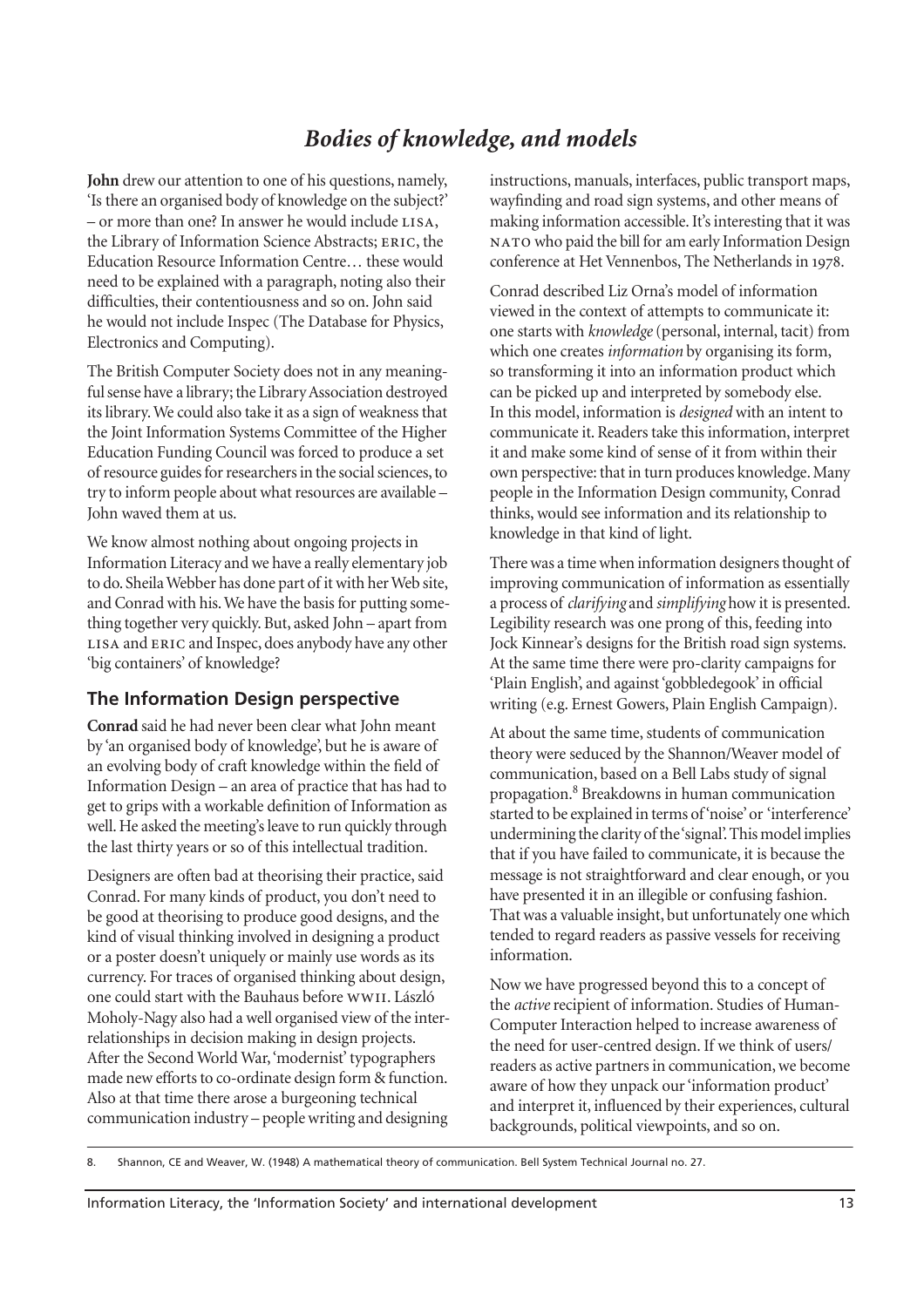## *Bodies of knowledge, and models*

**John** drew our attention to one of his questions, namely, 'Is there an organised body of knowledge on the subject?' – or more than one? In answer he would include LISA, the Library of Information Science Abstracts; ERIC, the Education Resource Information Centre… these would need to be explained with a paragraph, noting also their difficulties, their contentiousness and so on. John said he would not include Inspec (The Database for Physics, Electronics and Computing).

The British Computer Society does not in any meaningful sense have a library; the Library Association destroyed its library. We could also take it as a sign of weakness that the Joint Information Systems Committee of the Higher Education Funding Council was forced to produce a set of resource guides for researchers in the social sciences, to try to inform people about what resources are available – John waved them at us.

We know almost nothing about ongoing projects in Information Literacy and we have a really elementary job to do. Sheila Webber has done part of it with her Web site, and Conrad with his. We have the basis for putting something together very quickly. But, asked John – apart from LISA and ERIC and Inspec, does anybody have any other 'big containers' of knowledge?

### The Information Design perspective

**Conrad** said he had never been clear what John meant by 'an organised body of knowledge', but he is aware of an evolving body of craft knowledge within the field of Information Design – an area of practice that has had to get to grips with a workable definition of Information as well. He asked the meeting's leave to run quickly through the last thirty years or so of this intellectual tradition.

Designers are often bad at theorising their practice, said Conrad. For many kinds of product, you don't need to be good at theorising to produce good designs, and the kind of visual thinking involved in designing a product or a poster doesn't uniquely or mainly use words as its currency. For traces of organised thinking about design, one could start with the Bauhaus before WWII. László Moholy-Nagy also had a well organised view of the interrelationships in decision making in design projects. After the Second World War, 'modernist' typographers made new efforts to co-ordinate design form & function. Also at that time there arose a burgeoning technical communication industry – people writing and designing instructions, manuals, interfaces, public transport maps, wayfinding and road sign systems, and other means of making information accessible. It's interesting that it was NATO who paid the bill for am early Information Design conference at Het Vennenbos, The Netherlands in 1978.

Conrad described Liz Orna's model of information viewed in the context of attempts to communicate it: one starts with *knowledge* (personal, internal, tacit) from which one creates *information* by organising its form, so transforming it into an information product which can be picked up and interpreted by somebody else. In this model, information is *designed* with an intent to communicate it. Readers take this information, interpret it and make some kind of sense of it from within their own perspective: that in turn produces knowledge. Many people in the Information Design community, Conrad thinks, would see information and its relationship to knowledge in that kind of light.

There was a time when information designers thought of improving communication of information as essentially a process of *clarifying* and *simplifying* how it is presented. Legibility research was one prong of this, feeding into Jock Kinnear's designs for the British road sign systems. At the same time there were pro-clarity campaigns for 'Plain English', and against 'gobbledegook' in official writing (e.g. Ernest Gowers, Plain English Campaign).

At about the same time, students of communication theory were seduced by the Shannon/Weaver model of communication, based on a Bell Labs study of signal propagation.[8] Breakdowns in human communication started to be explained in terms of 'noise' or 'interference' undermining the clarity of the 'signal'. This model implies that if you have failed to communicate, it is because the message is not straightforward and clear enough, or you have presented it in an illegible or confusing fashion. That was a valuable insight, but unfortunately one which tended to regard readers as passive vessels for receiving information.

Now we have progressed beyond this to a concept of the *active* recipient of information. Studies of Human-Computer Interaction helped to increase awareness of the need for user-centred design. If we think of users/readers as active partners in communication, we become aware of how they unpack our 'information product' and interpret it, influenced by their experiences, cultural backgrounds, political viewpoints, and so on.

8. Shannon, CE and Weaver, W. (1948) A mathematical theory of communication. Bell System Technical Journal no. 27.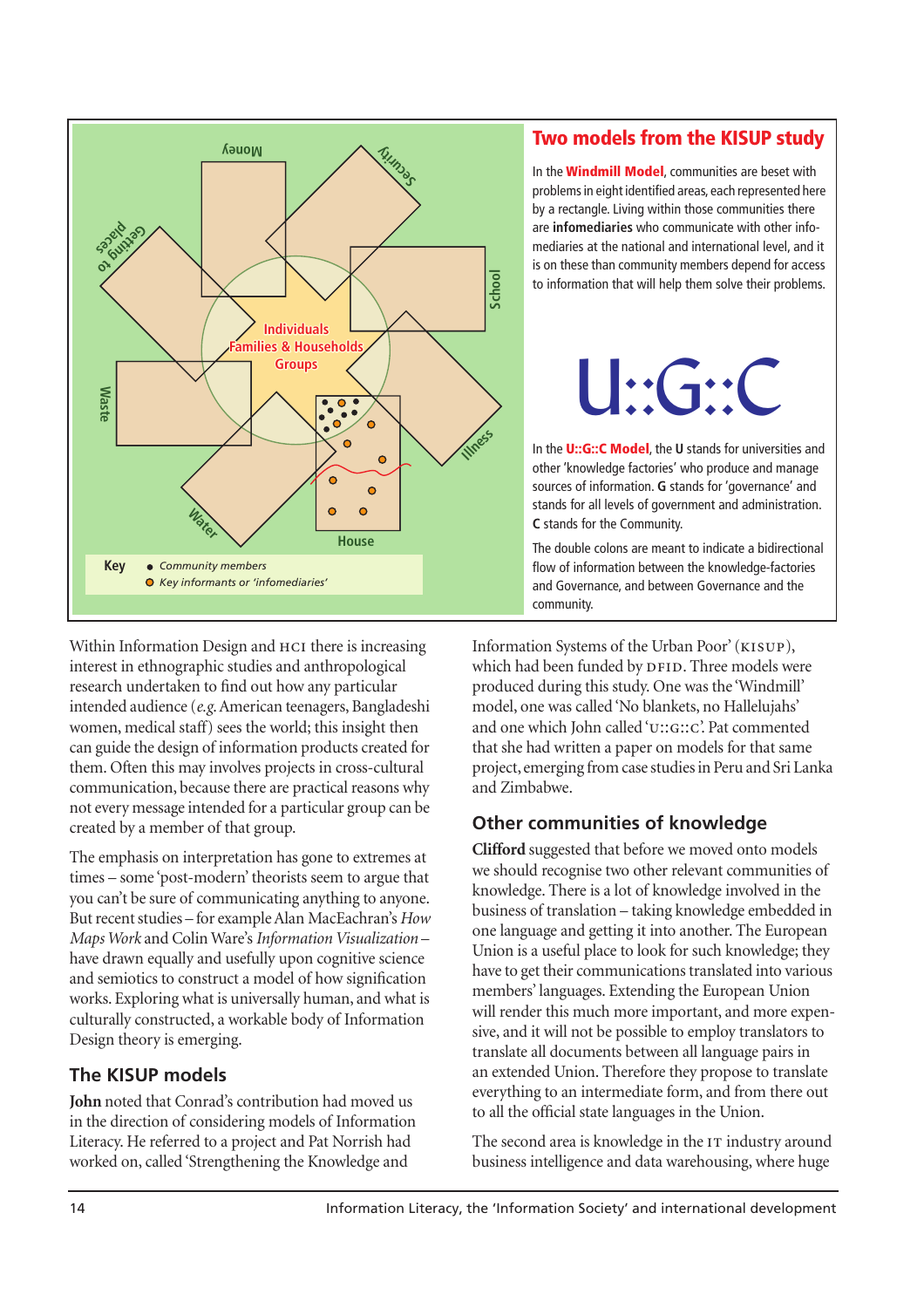Money

Security

Getting to places

School

Individuals
Families & Households
Groups

Waste

Illness

Water

House

**Key**

- Community members
- Key informants or 'infomediaries'

## Two models from the KISUP study

In the **Windmill Model**, communities are beset with problems in eight identified areas, each represented here by a rectangle. Living within those communities there are **infomediaries** who communicate with other infomediaries at the national and international level, and it is on these than community members depend for access to information that will help them solve their problems.

U::G::C

In the **U::G::C Model**, the **U** stands for universities and other 'knowledge factories' who produce and manage sources of information. **G** stands for 'governance' and stands for all levels of government and administration. **C** stands for the Community.

The double colons are meant to indicate a bidirectional flow of information between the knowledge-factories and Governance, and between Governance and the community.

Within Information Design and HCI there is increasing interest in ethnographic studies and anthropological research undertaken to find out how any particular intended audience (*e.g.* American teenagers, Bangladeshi women, medical staff) sees the world; this insight then can guide the design of information products created for them. Often this may involves projects in cross-cultural communication, because there are practical reasons why not every message intended for a particular group can be created by a member of that group.

The emphasis on interpretation has gone to extremes at times – some 'post-modern' theorists seem to argue that you can't be sure of communicating anything to anyone. But recent studies – for example Alan MacEachran's *How Maps Work* and Colin Ware's *Information Visualization* – have drawn equally and usefully upon cognitive science and semiotics to construct a model of how signification works. Exploring what is universally human, and what is culturally constructed, a workable body of Information Design theory is emerging.

### The KISUP models

**John** noted that Conrad's contribution had moved us in the direction of considering models of Information Literacy. He referred to a project and Pat Norrish had worked on, called 'Strengthening the Knowledge and Information Systems of the Urban Poor' (KISUP), which had been funded by DFID. Three models were produced during this study. One was the 'Windmill' model, one was called 'No blankets, no Hallelujahs' and one which John called 'U::G::C'. Pat commented that she had written a paper on models for that same project, emerging from case studies in Peru and Sri Lanka and Zimbabwe.

### Other communities of knowledge

**Clifford** suggested that before we moved onto models we should recognise two other relevant communities of knowledge. There is a lot of knowledge involved in the business of translation – taking knowledge embedded in one language and getting it into another. The European Union is a useful place to look for such knowledge; they have to get their communications translated into various members' languages. Extending the European Union will render this much more important, and more expensive, and it will not be possible to employ translators to translate all documents between all language pairs in an extended Union. Therefore they propose to translate everything to an intermediate form, and from there out to all the official state languages in the Union.

The second area is knowledge in the IT industry around business intelligence and data warehousing, where huge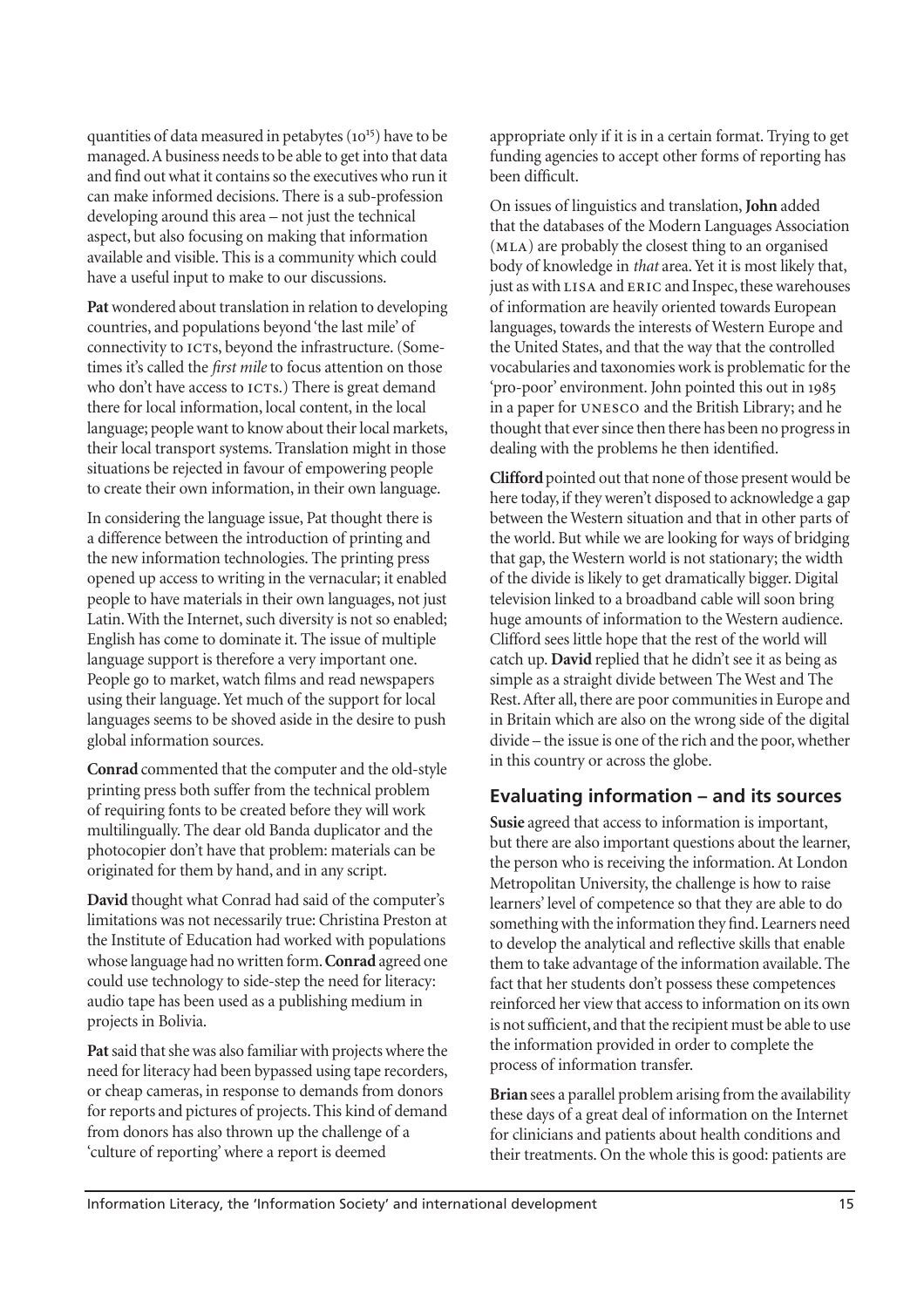quantities of data measured in petabytes ($10^{15}$) have to be managed. A business needs to be able to get into that data and find out what it contains so the executives who run it can make informed decisions. There is a sub-profession developing around this area – not just the technical aspect, but also focusing on making that information available and visible. This is a community which could have a useful input to make to our discussions.

**Pat** wondered about translation in relation to developing countries, and populations beyond 'the last mile' of connectivity to ICTs, beyond the infrastructure. (Sometimes it's called the *first mile* to focus attention on those who don't have access to ICTs.) There is great demand there for local information, local content, in the local language; people want to know about their local markets, their local transport systems. Translation might in those situations be rejected in favour of empowering people to create their own information, in their own language.

In considering the language issue, Pat thought there is a difference between the introduction of printing and the new information technologies. The printing press opened up access to writing in the vernacular; it enabled people to have materials in their own languages, not just Latin. With the Internet, such diversity is not so enabled; English has come to dominate it. The issue of multiple language support is therefore a very important one. People go to market, watch films and read newspapers using their language. Yet much of the support for local languages seems to be shoved aside in the desire to push global information sources.

**Conrad** commented that the computer and the old-style printing press both suffer from the technical problem of requiring fonts to be created before they will work multilingually. The dear old Banda duplicator and the photocopier don't have that problem: materials can be originated for them by hand, and in any script.

**David** thought what Conrad had said of the computer's limitations was not necessarily true: Christina Preston at the Institute of Education had worked with populations whose language had no written form. **Conrad** agreed one could use technology to side-step the need for literacy: audio tape has been used as a publishing medium in projects in Bolivia.

**Pat** said that she was also familiar with projects where the need for literacy had been bypassed using tape recorders, or cheap cameras, in response to demands from donors for reports and pictures of projects. This kind of demand from donors has also thrown up the challenge of a 'culture of reporting' where a report is deemed appropriate only if it is in a certain format. Trying to get funding agencies to accept other forms of reporting has been difficult.

On issues of linguistics and translation, **John** added that the databases of the Modern Languages Association (MLA) are probably the closest thing to an organised body of knowledge in *that* area. Yet it is most likely that, just as with LISA and ERIC and Inspec, these warehouses of information are heavily oriented towards European languages, towards the interests of Western Europe and the United States, and that the way that the controlled vocabularies and taxonomies work is problematic for the 'pro-poor' environment. John pointed this out in 1985 in a paper for UNESCO and the British Library; and he thought that ever since then there has been no progress in dealing with the problems he then identified.

**Clifford** pointed out that none of those present would be here today, if they weren't disposed to acknowledge a gap between the Western situation and that in other parts of the world. But while we are looking for ways of bridging that gap, the Western world is not stationary; the width of the divide is likely to get dramatically bigger. Digital television linked to a broadband cable will soon bring huge amounts of information to the Western audience. Clifford sees little hope that the rest of the world will catch up. **David** replied that he didn't see it as being as simple as a straight divide between The West and The Rest. After all, there are poor communities in Europe and in Britain which are also on the wrong side of the digital divide – the issue is one of the rich and the poor, whether in this country or across the globe.

## Evaluating information – and its sources

**Susie** agreed that access to information is important, but there are also important questions about the learner, the person who is receiving the information. At London Metropolitan University, the challenge is how to raise learners' level of competence so that they are able to do something with the information they find. Learners need to develop the analytical and reflective skills that enable them to take advantage of the information available. The fact that her students don't possess these competences reinforced her view that access to information on its own is not sufficient, and that the recipient must be able to use the information provided in order to complete the process of information transfer.

**Brian** sees a parallel problem arising from the availability these days of a great deal of information on the Internet for clinicians and patients about health conditions and their treatments. On the whole this is good: patients are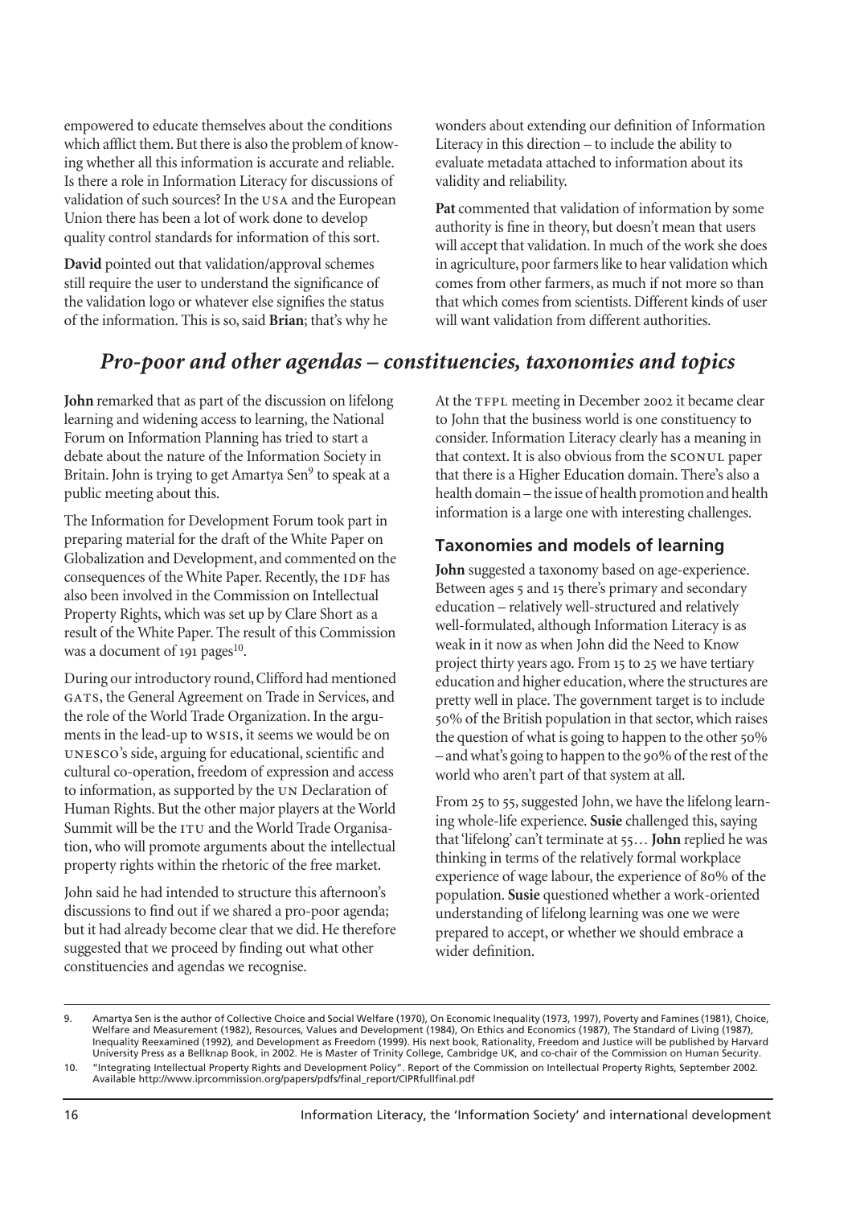empowered to educate themselves about the conditions which afflict them. But there is also the problem of knowing whether all this information is accurate and reliable. Is there a role in Information Literacy for discussions of validation of such sources? In the USA and the European Union there has been a lot of work done to develop quality control standards for information of this sort.

**David** pointed out that validation/approval schemes still require the user to understand the significance of the validation logo or whatever else signifies the status of the information. This is so, said **Brian**; that's why he wonders about extending our definition of Information Literacy in this direction – to include the ability to evaluate metadata attached to information about its validity and reliability.

**Pat** commented that validation of information by some authority is fine in theory, but doesn't mean that users will accept that validation. In much of the work she does in agriculture, poor farmers like to hear validation which comes from other farmers, as much if not more so than that which comes from scientists. Different kinds of user will want validation from different authorities.

## *Pro-poor and other agendas – constituencies, taxonomies and topics*

**John** remarked that as part of the discussion on lifelong learning and widening access to learning, the National Forum on Information Planning has tried to start a debate about the nature of the Information Society in Britain. John is trying to get Amartya Sen[9] to speak at a public meeting about this.

The Information for Development Forum took part in preparing material for the draft of the White Paper on Globalization and Development, and commented on the consequences of the White Paper. Recently, the IDF has also been involved in the Commission on Intellectual Property Rights, which was set up by Clare Short as a result of the White Paper. The result of this Commission was a document of 191 pages[10].

During our introductory round, Clifford had mentioned GATS, the General Agreement on Trade in Services, and the role of the World Trade Organization. In the arguments in the lead-up to WSIS, it seems we would be on UNESCO's side, arguing for educational, scientific and cultural co-operation, freedom of expression and access to information, as supported by the UN Declaration of Human Rights. But the other major players at the World Summit will be the ITU and the World Trade Organisation, who will promote arguments about the intellectual property rights within the rhetoric of the free market.

John said he had intended to structure this afternoon's discussions to find out if we shared a pro-poor agenda; but it had already become clear that we did. He therefore suggested that we proceed by finding out what other constituencies and agendas we recognise.

At the TFPL meeting in December 2002 it became clear to John that the business world is one constituency to consider. Information Literacy clearly has a meaning in that context. It is also obvious from the SCONUL paper that there is a Higher Education domain. There's also a health domain – the issue of health promotion and health information is a large one with interesting challenges.

### Taxonomies and models of learning

**John** suggested a taxonomy based on age-experience. Between ages 5 and 15 there's primary and secondary education – relatively well-structured and relatively well-formulated, although Information Literacy is as weak in it now as when John did the Need to Know project thirty years ago. From 15 to 25 we have tertiary education and higher education, where the structures are pretty well in place. The government target is to include 50% of the British population in that sector, which raises the question of what is going to happen to the other 50% – and what's going to happen to the 90% of the rest of the world who aren't part of that system at all.

From 25 to 55, suggested John, we have the lifelong learning whole-life experience. **Susie** challenged this, saying that 'lifelong' can't terminate at 55… **John** replied he was thinking in terms of the relatively formal workplace experience of wage labour, the experience of 80% of the population. **Susie** questioned whether a work-oriented understanding of lifelong learning was one we were prepared to accept, or whether we should embrace a wider definition.

---

9. Amartya Sen is the author of Collective Choice and Social Welfare (1970), On Economic Inequality (1973, 1997), Poverty and Famines (1981), Choice, Welfare and Measurement (1982), Resources, Values and Development (1984), On Ethics and Economics (1987), The Standard of Living (1987), Inequality Reexamined (1992), and Development as Freedom (1999). His next book, Rationality, Freedom and Justice will be published by Harvard University Press as a Bellknap Book, in 2002. He is Master of Trinity College, Cambridge UK, and co-chair of the Commission on Human Security.

10. "Integrating Intellectual Property Rights and Development Policy". Report of the Commission on Intellectual Property Rights, September 2002. Available http://www.iprcommission.org/papers/pdfs/final_report/CIPRfullfinal.pdf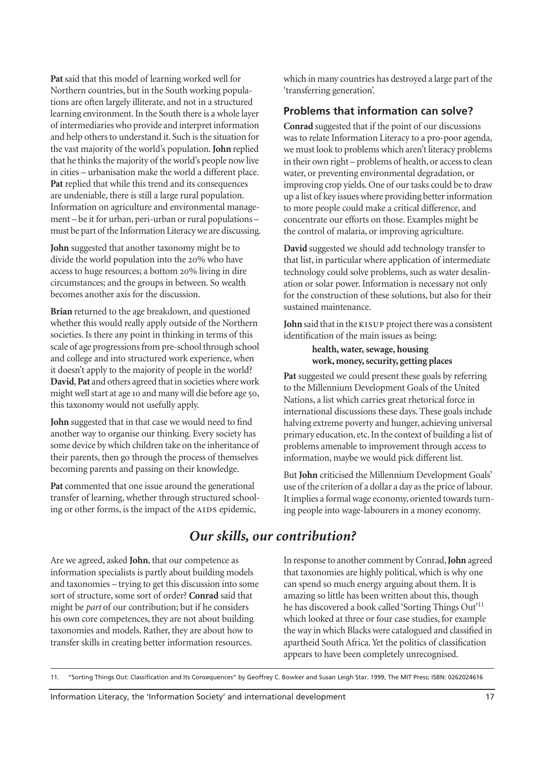**Pat** said that this model of learning worked well for Northern countries, but in the South working populations are often largely illiterate, and not in a structured learning environment. In the South there is a whole layer of intermediaries who provide and interpret information and help others to understand it. Such is the situation for the vast majority of the world's population. **John** replied that he thinks the majority of the world's people now live in cities – urbanisation make the world a different place. **Pat** replied that while this trend and its consequences are undeniable, there is still a large rural population. Information on agriculture and environmental management – be it for urban, peri-urban or rural populations – must be part of the Information Literacy we are discussing.

**John** suggested that another taxonomy might be to divide the world population into the 20% who have access to huge resources; a bottom 20% living in dire circumstances; and the groups in between. So wealth becomes another axis for the discussion.

**Brian** returned to the age breakdown, and questioned whether this would really apply outside of the Northern societies. Is there any point in thinking in terms of this scale of age progressions from pre-school through school and college and into structured work experience, when it doesn't apply to the majority of people in the world? **David**, **Pat** and others agreed that in societies where work might well start at age 10 and many will die before age 50, this taxonomy would not usefully apply.

**John** suggested that in that case we would need to find another way to organise our thinking. Every society has some device by which children take on the inheritance of their parents, then go through the process of themselves becoming parents and passing on their knowledge.

**Pat** commented that one issue around the generational transfer of learning, whether through structured schooling or other forms, is the impact of the AIDS epidemic, which in many countries has destroyed a large part of the 'transferring generation'.

### Problems that information can solve?

**Conrad** suggested that if the point of our discussions was to relate Information Literacy to a pro-poor agenda, we must look to problems which aren't literacy problems in their own right – problems of health, or access to clean water, or preventing environmental degradation, or improving crop yields. One of our tasks could be to draw up a list of key issues where providing better information to more people could make a critical difference, and concentrate our efforts on those. Examples might be the control of malaria, or improving agriculture.

**David** suggested we should add technology transfer to that list, in particular where application of intermediate technology could solve problems, such as water desalination or solar power. Information is necessary not only for the construction of these solutions, but also for their sustained maintenance.

**John** said that in the KISUP project there was a consistent identification of the main issues as being:

> **health, water, sewage, housing**
> **work, money, security, getting places**

**Pat** suggested we could present these goals by referring to the Millennium Development Goals of the United Nations, a list which carries great rhetorical force in international discussions these days. These goals include halving extreme poverty and hunger, achieving universal primary education, etc. In the context of building a list of problems amenable to improvement through access to information, maybe we would pick different list.

But **John** criticised the Millennium Development Goals' use of the criterion of a dollar a day as the price of labour. It implies a formal wage economy, oriented towards turning people into wage-labourers in a money economy.

## *Our skills, our contribution?*

Are we agreed, asked **John**, that our competence as information specialists is partly about building models and taxonomies – trying to get this discussion into some sort of structure, some sort of order? **Conrad** said that might be *part* of our contribution; but if he considers his own core competences, they are not about building taxonomies and models. Rather, they are about how to transfer skills in creating better information resources.

In response to another comment by Conrad, **John** agreed that taxonomies are highly political, which is why one can spend so much energy arguing about them. It is amazing so little has been written about this, though he has discovered a book called 'Sorting Things Out'[11] which looked at three or four case studies, for example the way in which Blacks were catalogued and classified in apartheid South Africa. Yet the politics of classification appears to have been completely unrecognised.

---

11. "Sorting Things Out: Classification and Its Consequences" by Geoffrey C. Bowker and Susan Leigh Star. 1999, The MIT Press; ISBN: 0262024616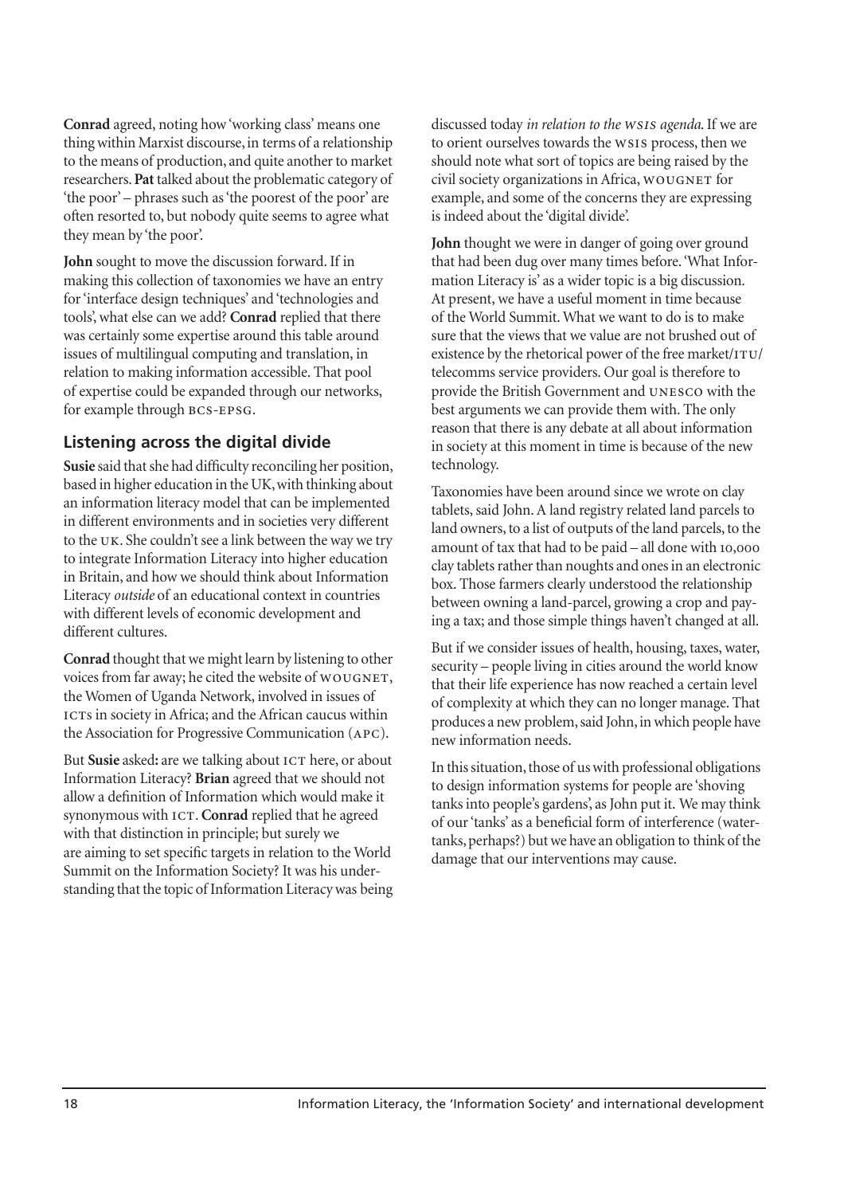**Conrad** agreed, noting how 'working class' means one thing within Marxist discourse, in terms of a relationship to the means of production, and quite another to market researchers. **Pat** talked about the problematic category of 'the poor' – phrases such as 'the poorest of the poor' are often resorted to, but nobody quite seems to agree what they mean by 'the poor'.

**John** sought to move the discussion forward. If in making this collection of taxonomies we have an entry for 'interface design techniques' and 'technologies and tools', what else can we add? **Conrad** replied that there was certainly some expertise around this table around issues of multilingual computing and translation, in relation to making information accessible. That pool of expertise could be expanded through our networks, for example through BCS-EPSG.

## Listening across the digital divide

**Susie** said that she had difficulty reconciling her position, based in higher education in the UK, with thinking about an information literacy model that can be implemented in different environments and in societies very different to the UK. She couldn't see a link between the way we try to integrate Information Literacy into higher education in Britain, and how we should think about Information Literacy *outside* of an educational context in countries with different levels of economic development and different cultures.

**Conrad** thought that we might learn by listening to other voices from far away; he cited the website of WOUGNET, the Women of Uganda Network, involved in issues of ICTs in society in Africa; and the African caucus within the Association for Progressive Communication (APC).

But **Susie** asked**:** are we talking about ICT here, or about Information Literacy? **Brian** agreed that we should not allow a definition of Information which would make it synonymous with ICT. **Conrad** replied that he agreed with that distinction in principle; but surely we are aiming to set specific targets in relation to the World Summit on the Information Society? It was his understanding that the topic of Information Literacy was being discussed today *in relation to the WSIS agenda*. If we are to orient ourselves towards the WSIS process, then we should note what sort of topics are being raised by the civil society organizations in Africa, WOUGNET for example, and some of the concerns they are expressing is indeed about the 'digital divide'.

**John** thought we were in danger of going over ground that had been dug over many times before. 'What Information Literacy is' as a wider topic is a big discussion. At present, we have a useful moment in time because of the World Summit. What we want to do is to make sure that the views that we value are not brushed out of existence by the rhetorical power of the free market/ITU/telecomms service providers. Our goal is therefore to provide the British Government and UNESCO with the best arguments we can provide them with. The only reason that there is any debate at all about information in society at this moment in time is because of the new technology.

Taxonomies have been around since we wrote on clay tablets, said John. A land registry related land parcels to land owners, to a list of outputs of the land parcels, to the amount of tax that had to be paid – all done with 10,000 clay tablets rather than noughts and ones in an electronic box. Those farmers clearly understood the relationship between owning a land-parcel, growing a crop and paying a tax; and those simple things haven't changed at all.

But if we consider issues of health, housing, taxes, water, security – people living in cities around the world know that their life experience has now reached a certain level of complexity at which they can no longer manage. That produces a new problem, said John, in which people have new information needs.

In this situation, those of us with professional obligations to design information systems for people are 'shoving tanks into people's gardens', as John put it. We may think of our 'tanks' as a beneficial form of interference (water-tanks, perhaps?) but we have an obligation to think of the damage that our interventions may cause.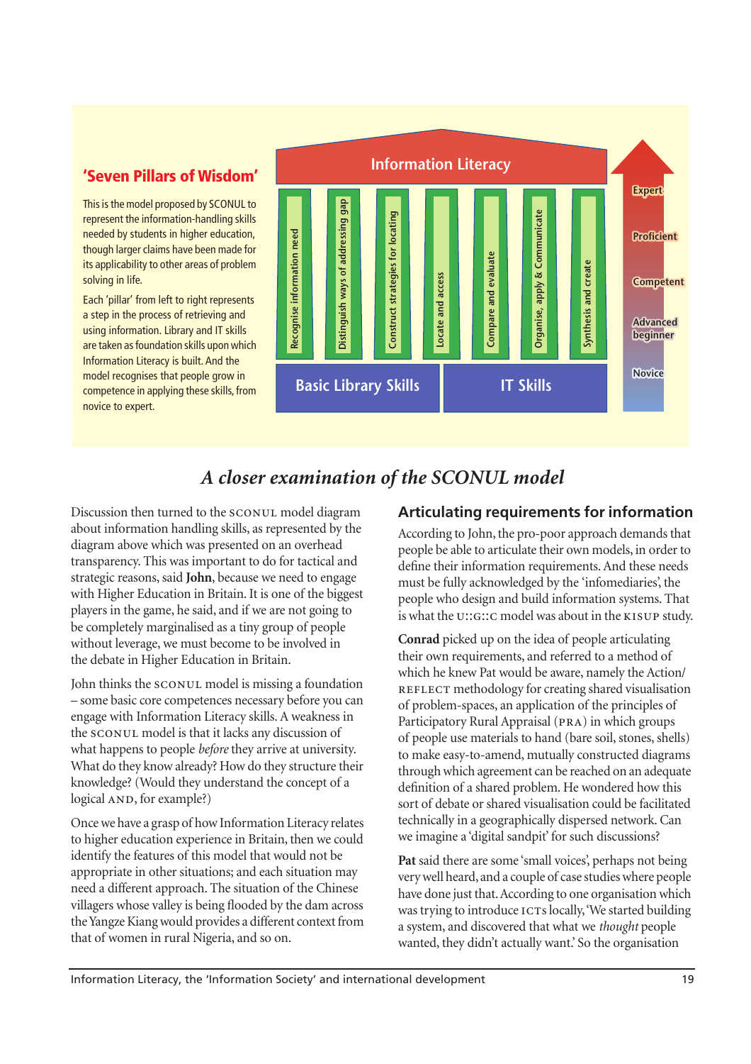## 'Seven Pillars of Wisdom'

This is the model proposed by SCONUL to represent the information-handling skills needed by students in higher education, though larger claims have been made for its applicability to other areas of problem solving in life.

Each 'pillar' from left to right represents a step in the process of retrieving and using information. Library and IT skills are taken as foundation skills upon which Information Literacy is built. And the model recognises that people grow in competence in applying these skills, from novice to expert.

Information Literacy

Recognise information need | Distinguish ways of addressing gap | Construct strategies for locating | Locate and access | Compare and evaluate | Organise, apply & Communicate | Synthesis and create

Basic Library Skills | IT Skills

Expert — Proficient — Competent — Advanced beginner — Novice

# *A closer examination of the SCONUL model*

Discussion then turned to the SCONUL model diagram about information handling skills, as represented by the diagram above which was presented on an overhead transparency. This was important to do for tactical and strategic reasons, said **John**, because we need to engage with Higher Education in Britain. It is one of the biggest players in the game, he said, and if we are not going to be completely marginalised as a tiny group of people without leverage, we must become to be involved in the debate in Higher Education in Britain.

John thinks the SCONUL model is missing a foundation – some basic core competences necessary before you can engage with Information Literacy skills. A weakness in the SCONUL model is that it lacks any discussion of what happens to people *before* they arrive at university. What do they know already? How do they structure their knowledge? (Would they understand the concept of a logical AND, for example?)

Once we have a grasp of how Information Literacy relates to higher education experience in Britain, then we could identify the features of this model that would not be appropriate in other situations; and each situation may need a different approach. The situation of the Chinese villagers whose valley is being flooded by the dam across the Yangze Kiang would provides a different context from that of women in rural Nigeria, and so on.

## Articulating requirements for information

According to John, the pro-poor approach demands that people be able to articulate their own models, in order to define their information requirements. And these needs must be fully acknowledged by the 'infomediaries', the people who design and build information systems. That is what the U::G::C model was about in the KISUP study.

**Conrad** picked up on the idea of people articulating their own requirements, and referred to a method of which he knew Pat would be aware, namely the Action/REFLECT methodology for creating shared visualisation of problem-spaces, an application of the principles of Participatory Rural Appraisal (PRA) in which groups of people use materials to hand (bare soil, stones, shells) to make easy-to-amend, mutually constructed diagrams through which agreement can be reached on an adequate definition of a shared problem. He wondered how this sort of debate or shared visualisation could be facilitated technically in a geographically dispersed network. Can we imagine a 'digital sandpit' for such discussions?

**Pat** said there are some 'small voices', perhaps not being very well heard, and a couple of case studies where people have done just that. According to one organisation which was trying to introduce ICTs locally, 'We started building a system, and discovered that what we *thought* people wanted, they didn't actually want.' So the organisation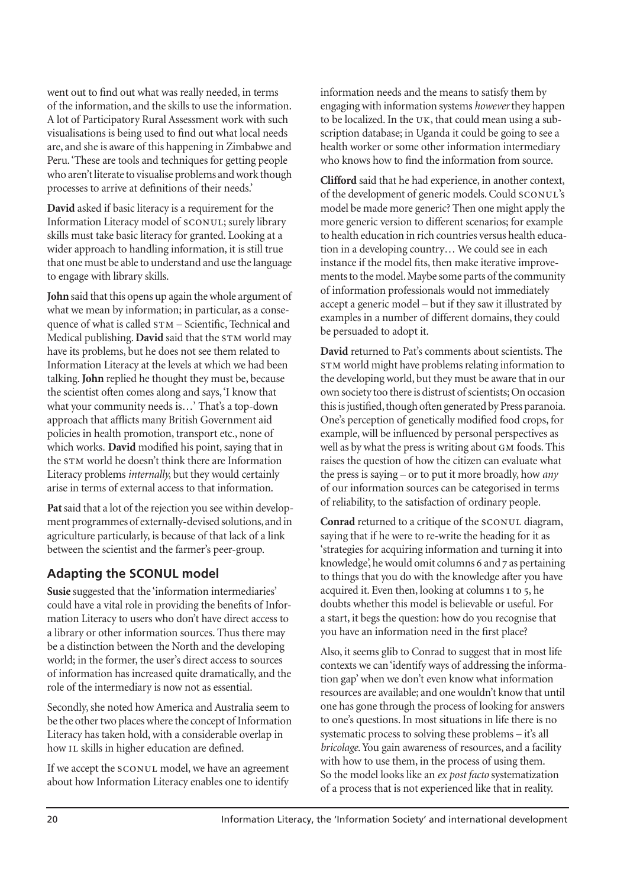went out to find out what was really needed, in terms of the information, and the skills to use the information. A lot of Participatory Rural Assessment work with such visualisations is being used to find out what local needs are, and she is aware of this happening in Zimbabwe and Peru. 'These are tools and techniques for getting people who aren't literate to visualise problems and work though processes to arrive at definitions of their needs.'

**David** asked if basic literacy is a requirement for the Information Literacy model of SCONUL; surely library skills must take basic literacy for granted. Looking at a wider approach to handling information, it is still true that one must be able to understand and use the language to engage with library skills.

**John** said that this opens up again the whole argument of what we mean by information; in particular, as a consequence of what is called STM – Scientific, Technical and Medical publishing. **David** said that the STM world may have its problems, but he does not see them related to Information Literacy at the levels at which we had been talking. **John** replied he thought they must be, because the scientist often comes along and says, 'I know that what your community needs is…' That's a top-down approach that afflicts many British Government aid policies in health promotion, transport etc., none of which works. **David** modified his point, saying that in the STM world he doesn't think there are Information Literacy problems *internally*, but they would certainly arise in terms of external access to that information.

**Pat** said that a lot of the rejection you see within development programmes of externally-devised solutions, and in agriculture particularly, is because of that lack of a link between the scientist and the farmer's peer-group.

## Adapting the SCONUL model

**Susie** suggested that the 'information intermediaries' could have a vital role in providing the benefits of Information Literacy to users who don't have direct access to a library or other information sources. Thus there may be a distinction between the North and the developing world; in the former, the user's direct access to sources of information has increased quite dramatically, and the role of the intermediary is now not as essential.

Secondly, she noted how America and Australia seem to be the other two places where the concept of Information Literacy has taken hold, with a considerable overlap in how IL skills in higher education are defined.

If we accept the SCONUL model, we have an agreement about how Information Literacy enables one to identify information needs and the means to satisfy them by engaging with information systems *however* they happen to be localized. In the UK, that could mean using a subscription database; in Uganda it could be going to see a health worker or some other information intermediary who knows how to find the information from source.

**Clifford** said that he had experience, in another context, of the development of generic models. Could SCONUL's model be made more generic? Then one might apply the more generic version to different scenarios; for example to health education in rich countries versus health education in a developing country… We could see in each instance if the model fits, then make iterative improvements to the model. Maybe some parts of the community of information professionals would not immediately accept a generic model – but if they saw it illustrated by examples in a number of different domains, they could be persuaded to adopt it.

**David** returned to Pat's comments about scientists. The STM world might have problems relating information to the developing world, but they must be aware that in our own society too there is distrust of scientists; On occasion this is justified, though often generated by Press paranoia. One's perception of genetically modified food crops, for example, will be influenced by personal perspectives as well as by what the press is writing about GM foods. This raises the question of how the citizen can evaluate what the press is saying – or to put it more broadly, how *any* of our information sources can be categorised in terms of reliability, to the satisfaction of ordinary people.

**Conrad** returned to a critique of the SCONUL diagram, saying that if he were to re-write the heading for it as 'strategies for acquiring information and turning it into knowledge', he would omit columns 6 and 7 as pertaining to things that you do with the knowledge after you have acquired it. Even then, looking at columns 1 to 5, he doubts whether this model is believable or useful. For a start, it begs the question: how do you recognise that you have an information need in the first place?

Also, it seems glib to Conrad to suggest that in most life contexts we can 'identify ways of addressing the information gap' when we don't even know what information resources are available; and one wouldn't know that until one has gone through the process of looking for answers to one's questions. In most situations in life there is no systematic process to solving these problems – it's all *bricolage*. You gain awareness of resources, and a facility with how to use them, in the process of using them. So the model looks like an *ex post facto* systematization of a process that is not experienced like that in reality.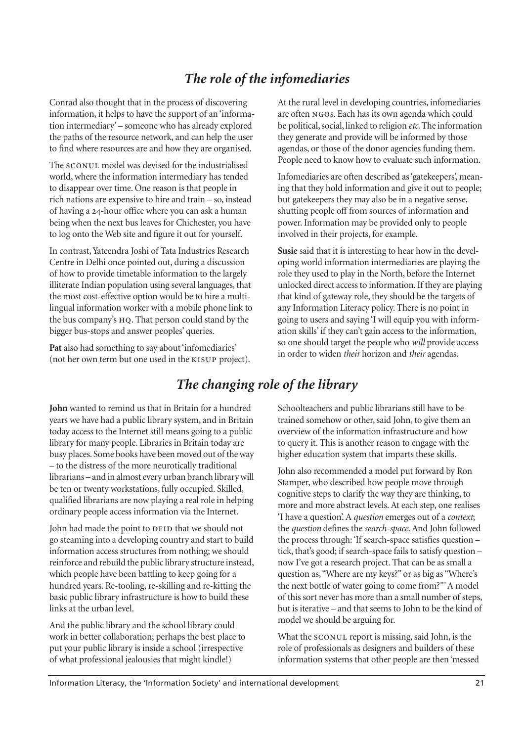## *The role of the infomediaries*

Conrad also thought that in the process of discovering information, it helps to have the support of an 'information intermediary' – someone who has already explored the paths of the resource network, and can help the user to find where resources are and how they are organised.

The SCONUL model was devised for the industrialised world, where the information intermediary has tended to disappear over time. One reason is that people in rich nations are expensive to hire and train – so, instead of having a 24-hour office where you can ask a human being when the next bus leaves for Chichester, you have to log onto the Web site and figure it out for yourself.

In contrast, Yateendra Joshi of Tata Industries Research Centre in Delhi once pointed out, during a discussion of how to provide timetable information to the largely illiterate Indian population using several languages, that the most cost-effective option would be to hire a multilingual information worker with a mobile phone link to the bus company's HQ. That person could stand by the bigger bus-stops and answer peoples' queries.

**Pat** also had something to say about 'infomediaries' (not her own term but one used in the KISUP project). At the rural level in developing countries, infomediaries are often NGOs. Each has its own agenda which could be political, social, linked to religion *etc*. The information they generate and provide will be informed by those agendas, or those of the donor agencies funding them. People need to know how to evaluate such information.

Infomediaries are often described as 'gatekeepers', meaning that they hold information and give it out to people; but gatekeepers they may also be in a negative sense, shutting people off from sources of information and power. Information may be provided only to people involved in their projects, for example.

**Susie** said that it is interesting to hear how in the developing world information intermediaries are playing the role they used to play in the North, before the Internet unlocked direct access to information. If they are playing that kind of gateway role, they should be the targets of any Information Literacy policy. There is no point in going to users and saying 'I will equip you with information skills' if they can't gain access to the information, so one should target the people who *will* provide access in order to widen *their* horizon and *their* agendas.

## *The changing role of the library*

**John** wanted to remind us that in Britain for a hundred years we have had a public library system, and in Britain today access to the Internet still means going to a public library for many people. Libraries in Britain today are busy places. Some books have been moved out of the way – to the distress of the more neurotically traditional librarians – and in almost every urban branch library will be ten or twenty workstations, fully occupied. Skilled, qualified librarians are now playing a real role in helping ordinary people access information via the Internet.

John had made the point to DFID that we should not go steaming into a developing country and start to build information access structures from nothing; we should reinforce and rebuild the public library structure instead, which people have been battling to keep going for a hundred years. Re-tooling, re-skilling and re-kitting the basic public library infrastructure is how to build these links at the urban level.

And the public library and the school library could work in better collaboration; perhaps the best place to put your public library is inside a school (irrespective of what professional jealousies that might kindle!)

Schoolteachers and public librarians still have to be trained somehow or other, said John, to give them an overview of the information infrastructure and how to query it. This is another reason to engage with the higher education system that imparts these skills.

John also recommended a model put forward by Ron Stamper, who described how people move through cognitive steps to clarify the way they are thinking, to more and more abstract levels. At each step, one realises 'I have a question'. A *question* emerges out of a *context*; the *question* defines the *search-space*. And John followed the process through: 'If search-space satisfies question – tick, that's good; if search-space fails to satisfy question – now I've got a research project. That can be as small a question as, "Where are my keys?" or as big as "Where's the next bottle of water going to come from?"' A model of this sort never has more than a small number of steps, but is iterative – and that seems to John to be the kind of model we should be arguing for.

What the SCONUL report is missing, said John, is the role of professionals as designers and builders of these information systems that other people are then 'messed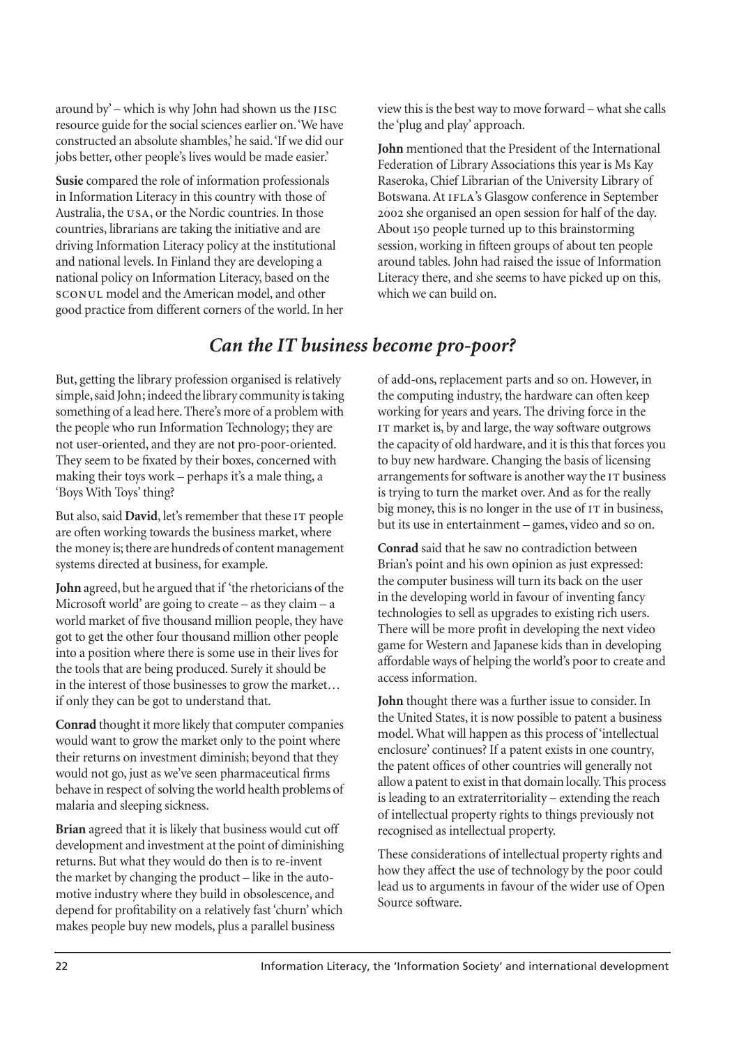around by' – which is why John had shown us the JISC resource guide for the social sciences earlier on. 'We have constructed an absolute shambles,' he said. 'If we did our jobs better, other people's lives would be made easier.'

**Susie** compared the role of information professionals in Information Literacy in this country with those of Australia, the USA, or the Nordic countries. In those countries, librarians are taking the initiative and are driving Information Literacy policy at the institutional and national levels. In Finland they are developing a national policy on Information Literacy, based on the SCONUL model and the American model, and other good practice from different corners of the world. In her view this is the best way to move forward – what she calls the 'plug and play' approach.

**John** mentioned that the President of the International Federation of Library Associations this year is Ms Kay Raseroka, Chief Librarian of the University Library of Botswana. At IFLA's Glasgow conference in September 2002 she organised an open session for half of the day. About 150 people turned up to this brainstorming session, working in fifteen groups of about ten people around tables. John had raised the issue of Information Literacy there, and she seems to have picked up on this, which we can build on.

## *Can the IT business become pro-poor?*

But, getting the library profession organised is relatively simple, said John; indeed the library community is taking something of a lead here. There's more of a problem with the people who run Information Technology; they are not user-oriented, and they are not pro-poor-oriented. They seem to be fixated by their boxes, concerned with making their toys work – perhaps it's a male thing, a 'Boys With Toys' thing?

But also, said **David**, let's remember that these IT people are often working towards the business market, where the money is; there are hundreds of content management systems directed at business, for example.

**John** agreed, but he argued that if 'the rhetoricians of the Microsoft world' are going to create – as they claim – a world market of five thousand million people, they have got to get the other four thousand million other people into a position where there is some use in their lives for the tools that are being produced. Surely it should be in the interest of those businesses to grow the market… if only they can be got to understand that.

**Conrad** thought it more likely that computer companies would want to grow the market only to the point where their returns on investment diminish; beyond that they would not go, just as we've seen pharmaceutical firms behave in respect of solving the world health problems of malaria and sleeping sickness.

**Brian** agreed that it is likely that business would cut off development and investment at the point of diminishing returns. But what they would do then is to re-invent the market by changing the product – like in the automotive industry where they build in obsolescence, and depend for profitability on a relatively fast 'churn' which makes people buy new models, plus a parallel business of add-ons, replacement parts and so on. However, in the computing industry, the hardware can often keep working for years and years. The driving force in the IT market is, by and large, the way software outgrows the capacity of old hardware, and it is this that forces you to buy new hardware. Changing the basis of licensing arrangements for software is another way the IT business is trying to turn the market over. And as for the really big money, this is no longer in the use of IT in business, but its use in entertainment – games, video and so on.

**Conrad** said that he saw no contradiction between Brian's point and his own opinion as just expressed: the computer business will turn its back on the user in the developing world in favour of inventing fancy technologies to sell as upgrades to existing rich users. There will be more profit in developing the next video game for Western and Japanese kids than in developing affordable ways of helping the world's poor to create and access information.

**John** thought there was a further issue to consider. In the United States, it is now possible to patent a business model. What will happen as this process of 'intellectual enclosure' continues? If a patent exists in one country, the patent offices of other countries will generally not allow a patent to exist in that domain locally. This process is leading to an extraterritoriality – extending the reach of intellectual property rights to things previously not recognised as intellectual property.

These considerations of intellectual property rights and how they affect the use of technology by the poor could lead us to arguments in favour of the wider use of Open Source software.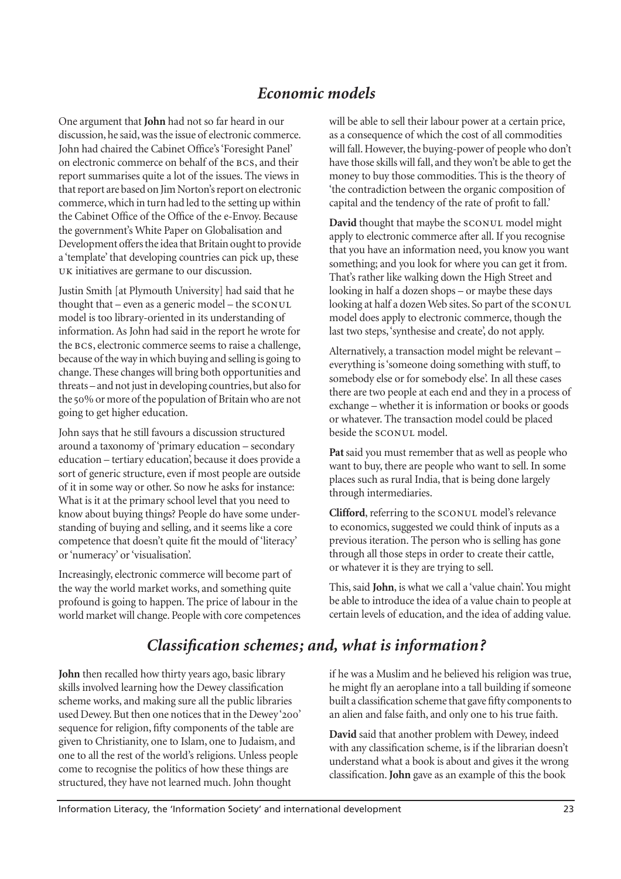## *Economic models*

One argument that **John** had not so far heard in our discussion, he said, was the issue of electronic commerce. John had chaired the Cabinet Office's 'Foresight Panel' on electronic commerce on behalf of the BCS, and their report summarises quite a lot of the issues. The views in that report are based on Jim Norton's report on electronic commerce, which in turn had led to the setting up within the Cabinet Office of the Office of the e-Envoy. Because the government's White Paper on Globalisation and Development offers the idea that Britain ought to provide a 'template' that developing countries can pick up, these UK initiatives are germane to our discussion.

Justin Smith [at Plymouth University] had said that he thought that – even as a generic model – the SCONUL model is too library-oriented in its understanding of information. As John had said in the report he wrote for the BCS, electronic commerce seems to raise a challenge, because of the way in which buying and selling is going to change. These changes will bring both opportunities and threats – and not just in developing countries, but also for the 50% or more of the population of Britain who are not going to get higher education.

John says that he still favours a discussion structured around a taxonomy of 'primary education – secondary education – tertiary education', because it does provide a sort of generic structure, even if most people are outside of it in some way or other. So now he asks for instance: What is it at the primary school level that you need to know about buying things? People do have some understanding of buying and selling, and it seems like a core competence that doesn't quite fit the mould of 'literacy' or 'numeracy' or 'visualisation'.

Increasingly, electronic commerce will become part of the way the world market works, and something quite profound is going to happen. The price of labour in the world market will change. People with core competences will be able to sell their labour power at a certain price, as a consequence of which the cost of all commodities will fall. However, the buying-power of people who don't have those skills will fall, and they won't be able to get the money to buy those commodities. This is the theory of 'the contradiction between the organic composition of capital and the tendency of the rate of profit to fall.'

**David** thought that maybe the SCONUL model might apply to electronic commerce after all. If you recognise that you have an information need, you know you want something; and you look for where you can get it from. That's rather like walking down the High Street and looking in half a dozen shops – or maybe these days looking at half a dozen Web sites. So part of the SCONUL model does apply to electronic commerce, though the last two steps, 'synthesise and create', do not apply.

Alternatively, a transaction model might be relevant – everything is 'someone doing something with stuff, to somebody else or for somebody else'. In all these cases there are two people at each end and they in a process of exchange – whether it is information or books or goods or whatever. The transaction model could be placed beside the SCONUL model.

**Pat** said you must remember that as well as people who want to buy, there are people who want to sell. In some places such as rural India, that is being done largely through intermediaries.

**Clifford**, referring to the SCONUL model's relevance to economics, suggested we could think of inputs as a previous iteration. The person who is selling has gone through all those steps in order to create their cattle, or whatever it is they are trying to sell.

This, said **John**, is what we call a 'value chain'. You might be able to introduce the idea of a value chain to people at certain levels of education, and the idea of adding value.

## *Classification schemes; and, what is information?*

**John** then recalled how thirty years ago, basic library skills involved learning how the Dewey classification scheme works, and making sure all the public libraries used Dewey. But then one notices that in the Dewey '200' sequence for religion, fifty components of the table are given to Christianity, one to Islam, one to Judaism, and one to all the rest of the world's religions. Unless people come to recognise the politics of how these things are structured, they have not learned much. John thought if he was a Muslim and he believed his religion was true, he might fly an aeroplane into a tall building if someone built a classification scheme that gave fifty components to an alien and false faith, and only one to his true faith.

**David** said that another problem with Dewey, indeed with any classification scheme, is if the librarian doesn't understand what a book is about and gives it the wrong classification. **John** gave as an example of this the book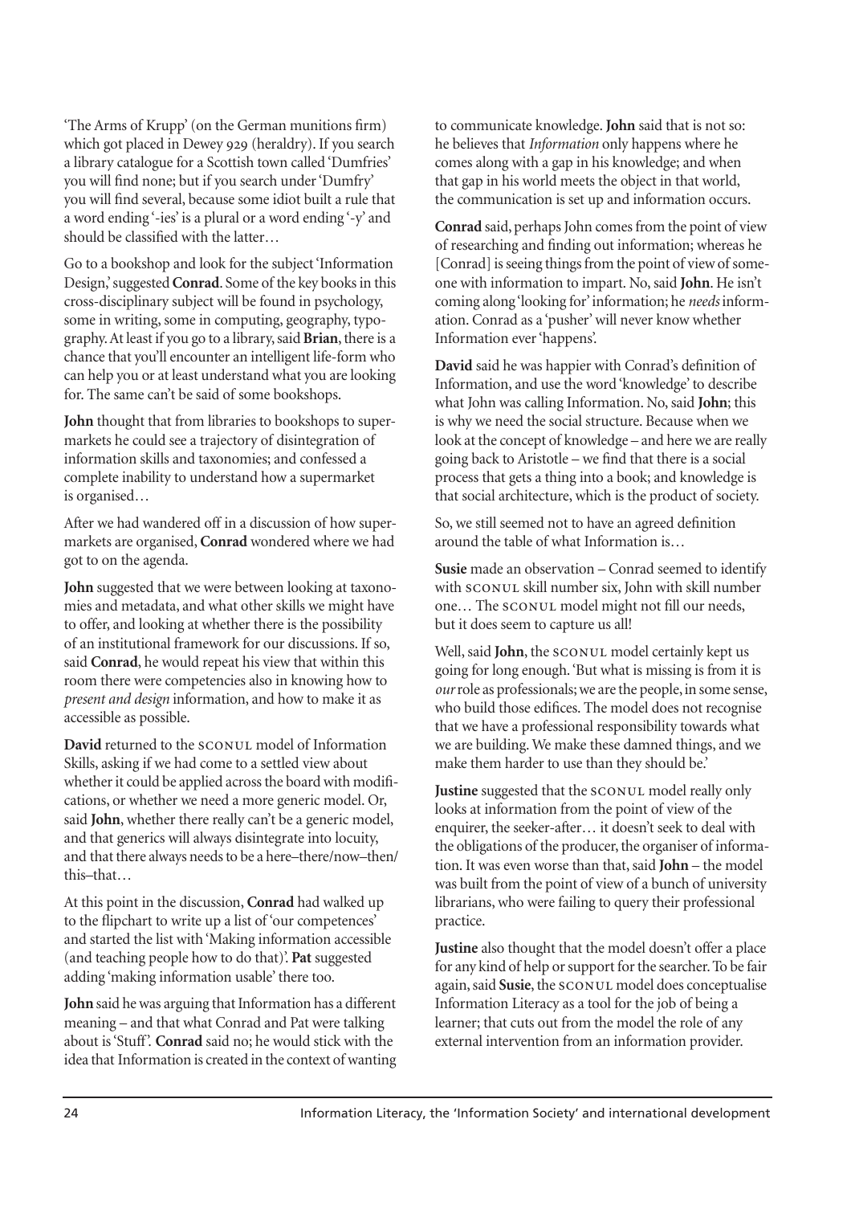'The Arms of Krupp' (on the German munitions firm) which got placed in Dewey 929 (heraldry). If you search a library catalogue for a Scottish town called 'Dumfries' you will find none; but if you search under 'Dumfry' you will find several, because some idiot built a rule that a word ending '-ies' is a plural or a word ending '-y' and should be classified with the latter…

Go to a bookshop and look for the subject 'Information Design,' suggested **Conrad**. Some of the key books in this cross-disciplinary subject will be found in psychology, some in writing, some in computing, geography, typography. At least if you go to a library, said **Brian**, there is a chance that you'll encounter an intelligent life-form who can help you or at least understand what you are looking for. The same can't be said of some bookshops.

**John** thought that from libraries to bookshops to supermarkets he could see a trajectory of disintegration of information skills and taxonomies; and confessed a complete inability to understand how a supermarket is organised…

After we had wandered off in a discussion of how supermarkets are organised, **Conrad** wondered where we had got to on the agenda.

**John** suggested that we were between looking at taxonomies and metadata, and what other skills we might have to offer, and looking at whether there is the possibility of an institutional framework for our discussions. If so, said **Conrad**, he would repeat his view that within this room there were competencies also in knowing how to *present and design* information, and how to make it as accessible as possible.

**David** returned to the SCONUL model of Information Skills, asking if we had come to a settled view about whether it could be applied across the board with modifications, or whether we need a more generic model. Or, said **John**, whether there really can't be a generic model, and that generics will always disintegrate into locuity, and that there always needs to be a here–there/now–then/this–that…

At this point in the discussion, **Conrad** had walked up to the flipchart to write up a list of 'our competences' and started the list with 'Making information accessible (and teaching people how to do that)'. **Pat** suggested adding 'making information usable' there too.

**John** said he was arguing that Information has a different meaning – and that what Conrad and Pat were talking about is 'Stuff'. **Conrad** said no; he would stick with the idea that Information is created in the context of wanting to communicate knowledge. **John** said that is not so: he believes that *Information* only happens where he comes along with a gap in his knowledge; and when that gap in his world meets the object in that world, the communication is set up and information occurs.

**Conrad** said, perhaps John comes from the point of view of researching and finding out information; whereas he [Conrad] is seeing things from the point of view of someone with information to impart. No, said **John**. He isn't coming along 'looking for' information; he *needs* information. Conrad as a 'pusher' will never know whether Information ever 'happens'.

**David** said he was happier with Conrad's definition of Information, and use the word 'knowledge' to describe what John was calling Information. No, said **John**; this is why we need the social structure. Because when we look at the concept of knowledge – and here we are really going back to Aristotle – we find that there is a social process that gets a thing into a book; and knowledge is that social architecture, which is the product of society.

So, we still seemed not to have an agreed definition around the table of what Information is…

**Susie** made an observation – Conrad seemed to identify with SCONUL skill number six, John with skill number one… The SCONUL model might not fill our needs, but it does seem to capture us all!

Well, said **John**, the SCONUL model certainly kept us going for long enough. 'But what is missing is from it is *our* role as professionals; we are the people, in some sense, who build those edifices. The model does not recognise that we have a professional responsibility towards what we are building. We make these damned things, and we make them harder to use than they should be.'

**Justine** suggested that the SCONUL model really only looks at information from the point of view of the enquirer, the seeker-after… it doesn't seek to deal with the obligations of the producer, the organiser of information. It was even worse than that, said **John** – the model was built from the point of view of a bunch of university librarians, who were failing to query their professional practice.

**Justine** also thought that the model doesn't offer a place for any kind of help or support for the searcher. To be fair again, said **Susie**, the SCONUL model does conceptualise Information Literacy as a tool for the job of being a learner; that cuts out from the model the role of any external intervention from an information provider.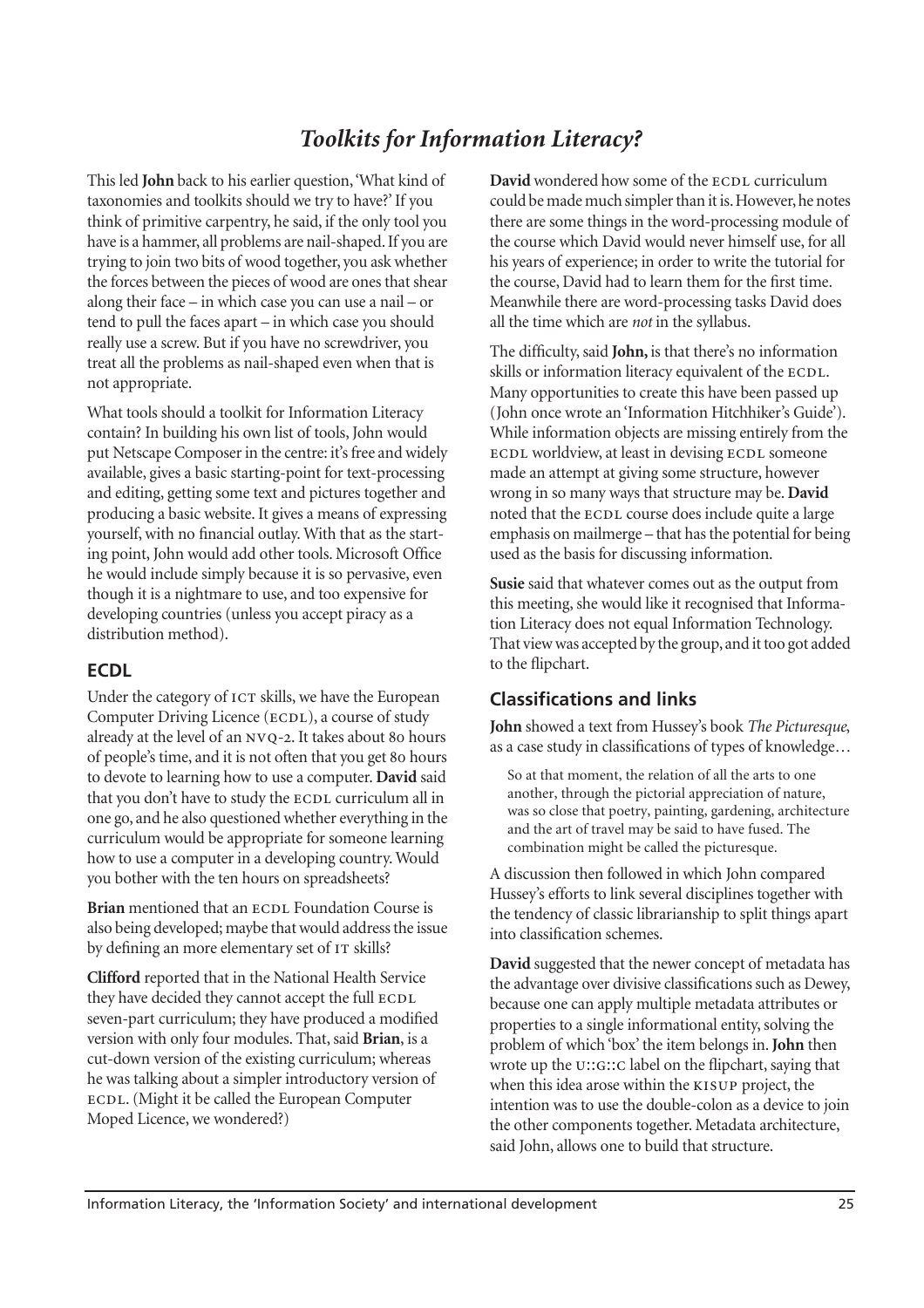## *Toolkits for Information Literacy?*

This led **John** back to his earlier question, 'What kind of taxonomies and toolkits should we try to have?' If you think of primitive carpentry, he said, if the only tool you have is a hammer, all problems are nail-shaped. If you are trying to join two bits of wood together, you ask whether the forces between the pieces of wood are ones that shear along their face – in which case you can use a nail – or tend to pull the faces apart – in which case you should really use a screw. But if you have no screwdriver, you treat all the problems as nail-shaped even when that is not appropriate.

What tools should a toolkit for Information Literacy contain? In building his own list of tools, John would put Netscape Composer in the centre: it's free and widely available, gives a basic starting-point for text-processing and editing, getting some text and pictures together and producing a basic website. It gives a means of expressing yourself, with no financial outlay. With that as the starting point, John would add other tools. Microsoft Office he would include simply because it is so pervasive, even though it is a nightmare to use, and too expensive for developing countries (unless you accept piracy as a distribution method).

### ECDL

Under the category of ICT skills, we have the European Computer Driving Licence (ECDL), a course of study already at the level of an NVQ-2. It takes about 80 hours of people's time, and it is not often that you get 80 hours to devote to learning how to use a computer. **David** said that you don't have to study the ECDL curriculum all in one go, and he also questioned whether everything in the curriculum would be appropriate for someone learning how to use a computer in a developing country. Would you bother with the ten hours on spreadsheets?

**Brian** mentioned that an ECDL Foundation Course is also being developed; maybe that would address the issue by defining an more elementary set of IT skills?

**Clifford** reported that in the National Health Service they have decided they cannot accept the full ECDL seven-part curriculum; they have produced a modified version with only four modules. That, said **Brian**, is a cut-down version of the existing curriculum; whereas he was talking about a simpler introductory version of ECDL. (Might it be called the European Computer Moped Licence, we wondered?)

**David** wondered how some of the ECDL curriculum could be made much simpler than it is. However, he notes there are some things in the word-processing module of the course which David would never himself use, for all his years of experience; in order to write the tutorial for the course, David had to learn them for the first time. Meanwhile there are word-processing tasks David does all the time which are *not* in the syllabus.

The difficulty, said **John,** is that there's no information skills or information literacy equivalent of the ECDL. Many opportunities to create this have been passed up (John once wrote an 'Information Hitchhiker's Guide'). While information objects are missing entirely from the ECDL worldview, at least in devising ECDL someone made an attempt at giving some structure, however wrong in so many ways that structure may be. **David** noted that the ECDL course does include quite a large emphasis on mailmerge – that has the potential for being used as the basis for discussing information.

**Susie** said that whatever comes out as the output from this meeting, she would like it recognised that Information Literacy does not equal Information Technology. That view was accepted by the group, and it too got added to the flipchart.

### Classifications and links

**John** showed a text from Hussey's book *The Picturesque*, as a case study in classifications of types of knowledge…

> So at that moment, the relation of all the arts to one another, through the pictorial appreciation of nature, was so close that poetry, painting, gardening, architecture and the art of travel may be said to have fused. The combination might be called the picturesque.

A discussion then followed in which John compared Hussey's efforts to link several disciplines together with the tendency of classic librarianship to split things apart into classification schemes.

**David** suggested that the newer concept of metadata has the advantage over divisive classifications such as Dewey, because one can apply multiple metadata attributes or properties to a single informational entity, solving the problem of which 'box' the item belongs in. **John** then wrote up the U::G::C label on the flipchart, saying that when this idea arose within the KISUP project, the intention was to use the double-colon as a device to join the other components together. Metadata architecture, said John, allows one to build that structure.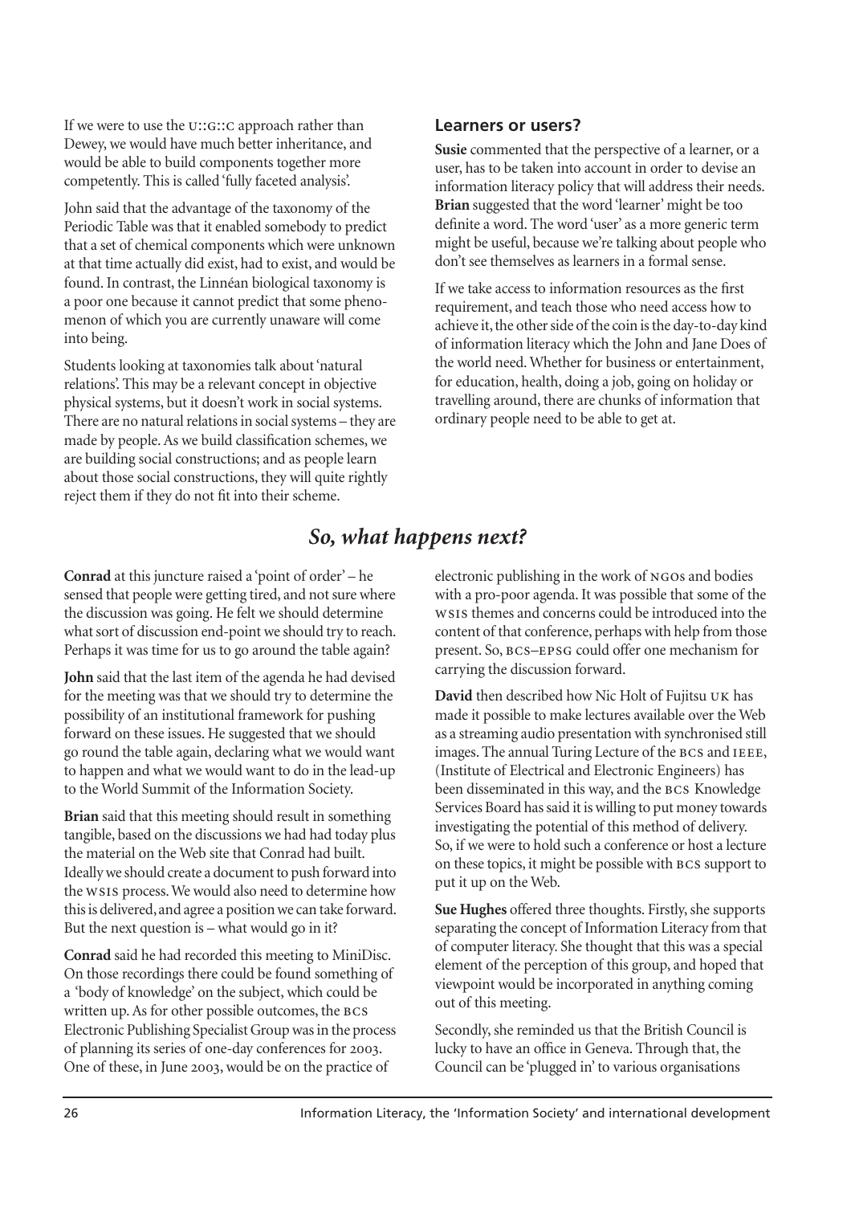If we were to use the U::G::C approach rather than Dewey, we would have much better inheritance, and would be able to build components together more competently. This is called 'fully faceted analysis'.

John said that the advantage of the taxonomy of the Periodic Table was that it enabled somebody to predict that a set of chemical components which were unknown at that time actually did exist, had to exist, and would be found. In contrast, the Linnéan biological taxonomy is a poor one because it cannot predict that some phenomenon of which you are currently unaware will come into being.

Students looking at taxonomies talk about 'natural relations'. This may be a relevant concept in objective physical systems, but it doesn't work in social systems. There are no natural relations in social systems – they are made by people. As we build classification schemes, we are building social constructions; and as people learn about those social constructions, they will quite rightly reject them if they do not fit into their scheme.

### Learners or users?

**Susie** commented that the perspective of a learner, or a user, has to be taken into account in order to devise an information literacy policy that will address their needs. **Brian** suggested that the word 'learner' might be too definite a word. The word 'user' as a more generic term might be useful, because we're talking about people who don't see themselves as learners in a formal sense.

If we take access to information resources as the first requirement, and teach those who need access how to achieve it, the other side of the coin is the day-to-day kind of information literacy which the John and Jane Does of the world need. Whether for business or entertainment, for education, health, doing a job, going on holiday or travelling around, there are chunks of information that ordinary people need to be able to get at.

## *So, what happens next?*

**Conrad** at this juncture raised a 'point of order' – he sensed that people were getting tired, and not sure where the discussion was going. He felt we should determine what sort of discussion end-point we should try to reach. Perhaps it was time for us to go around the table again?

**John** said that the last item of the agenda he had devised for the meeting was that we should try to determine the possibility of an institutional framework for pushing forward on these issues. He suggested that we should go round the table again, declaring what we would want to happen and what we would want to do in the lead-up to the World Summit of the Information Society.

**Brian** said that this meeting should result in something tangible, based on the discussions we had had today plus the material on the Web site that Conrad had built. Ideally we should create a document to push forward into the WSIS process. We would also need to determine how this is delivered, and agree a position we can take forward. But the next question is – what would go in it?

**Conrad** said he had recorded this meeting to MiniDisc. On those recordings there could be found something of a 'body of knowledge' on the subject, which could be written up. As for other possible outcomes, the BCS Electronic Publishing Specialist Group was in the process of planning its series of one-day conferences for 2003. One of these, in June 2003, would be on the practice of electronic publishing in the work of NGOs and bodies with a pro-poor agenda. It was possible that some of the WSIS themes and concerns could be introduced into the content of that conference, perhaps with help from those present. So, BCS–EPSG could offer one mechanism for carrying the discussion forward.

**David** then described how Nic Holt of Fujitsu UK has made it possible to make lectures available over the Web as a streaming audio presentation with synchronised still images. The annual Turing Lecture of the BCS and IEEE, (Institute of Electrical and Electronic Engineers) has been disseminated in this way, and the BCS Knowledge Services Board has said it is willing to put money towards investigating the potential of this method of delivery. So, if we were to hold such a conference or host a lecture on these topics, it might be possible with BCS support to put it up on the Web.

**Sue Hughes** offered three thoughts. Firstly, she supports separating the concept of Information Literacy from that of computer literacy. She thought that this was a special element of the perception of this group, and hoped that viewpoint would be incorporated in anything coming out of this meeting.

Secondly, she reminded us that the British Council is lucky to have an office in Geneva. Through that, the Council can be 'plugged in' to various organisations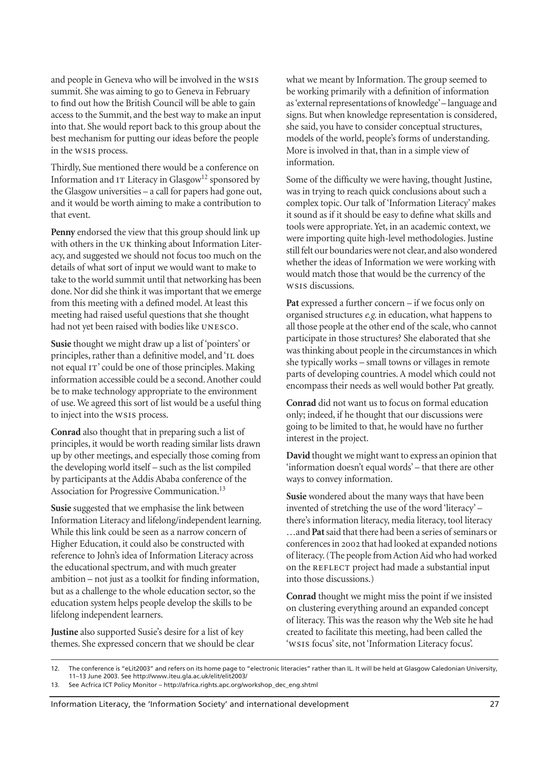and people in Geneva who will be involved in the WSIS summit. She was aiming to go to Geneva in February to find out how the British Council will be able to gain access to the Summit, and the best way to make an input into that. She would report back to this group about the best mechanism for putting our ideas before the people in the WSIS process.

Thirdly, Sue mentioned there would be a conference on Information and IT Literacy in Glasgow[12] sponsored by the Glasgow universities – a call for papers had gone out, and it would be worth aiming to make a contribution to that event.

**Penny** endorsed the view that this group should link up with others in the UK thinking about Information Literacy, and suggested we should not focus too much on the details of what sort of input we would want to make to take to the world summit until that networking has been done. Nor did she think it was important that we emerge from this meeting with a defined model. At least this meeting had raised useful questions that she thought had not yet been raised with bodies like UNESCO.

**Susie** thought we might draw up a list of 'pointers' or principles, rather than a definitive model, and 'IL does not equal IT' could be one of those principles. Making information accessible could be a second. Another could be to make technology appropriate to the environment of use. We agreed this sort of list would be a useful thing to inject into the WSIS process.

**Conrad** also thought that in preparing such a list of principles, it would be worth reading similar lists drawn up by other meetings, and especially those coming from the developing world itself – such as the list compiled by participants at the Addis Ababa conference of the Association for Progressive Communication.[13]

**Susie** suggested that we emphasise the link between Information Literacy and lifelong/independent learning. While this link could be seen as a narrow concern of Higher Education, it could also be constructed with reference to John's idea of Information Literacy across the educational spectrum, and with much greater ambition – not just as a toolkit for finding information, but as a challenge to the whole education sector, so the education system helps people develop the skills to be lifelong independent learners.

**Justine** also supported Susie's desire for a list of key themes. She expressed concern that we should be clear what we meant by Information. The group seemed to be working primarily with a definition of information as 'external representations of knowledge' – language and signs. But when knowledge representation is considered, she said, you have to consider conceptual structures, models of the world, people's forms of understanding. More is involved in that, than in a simple view of information.

Some of the difficulty we were having, thought Justine, was in trying to reach quick conclusions about such a complex topic. Our talk of 'Information Literacy' makes it sound as if it should be easy to define what skills and tools were appropriate. Yet, in an academic context, we were importing quite high-level methodologies. Justine still felt our boundaries were not clear, and also wondered whether the ideas of Information we were working with would match those that would be the currency of the WSIS discussions.

**Pat** expressed a further concern – if we focus only on organised structures *e.g.* in education, what happens to all those people at the other end of the scale, who cannot participate in those structures? She elaborated that she was thinking about people in the circumstances in which she typically works – small towns or villages in remote parts of developing countries. A model which could not encompass their needs as well would bother Pat greatly.

**Conrad** did not want us to focus on formal education only; indeed, if he thought that our discussions were going to be limited to that, he would have no further interest in the project.

**David** thought we might want to express an opinion that 'information doesn't equal words' – that there are other ways to convey information.

**Susie** wondered about the many ways that have been invented of stretching the use of the word 'literacy' – there's information literacy, media literacy, tool literacy …and **Pat** said that there had been a series of seminars or conferences in 2002 that had looked at expanded notions of literacy. (The people from Action Aid who had worked on the REFLECT project had made a substantial input into those discussions.)

**Conrad** thought we might miss the point if we insisted on clustering everything around an expanded concept of literacy. This was the reason why the Web site he had created to facilitate this meeting, had been called the 'WSIS focus' site, not 'Information Literacy focus'.

12. The conference is "eLit2003" and refers on its home page to "electronic literacies" rather than IL. It will be held at Glasgow Caledonian University, 11–13 June 2003. See http://www.iteu.gla.ac.uk/elit/elit2003/

13. See Acfrica ICT Policy Monitor – http://africa.rights.apc.org/workshop_dec_eng.shtml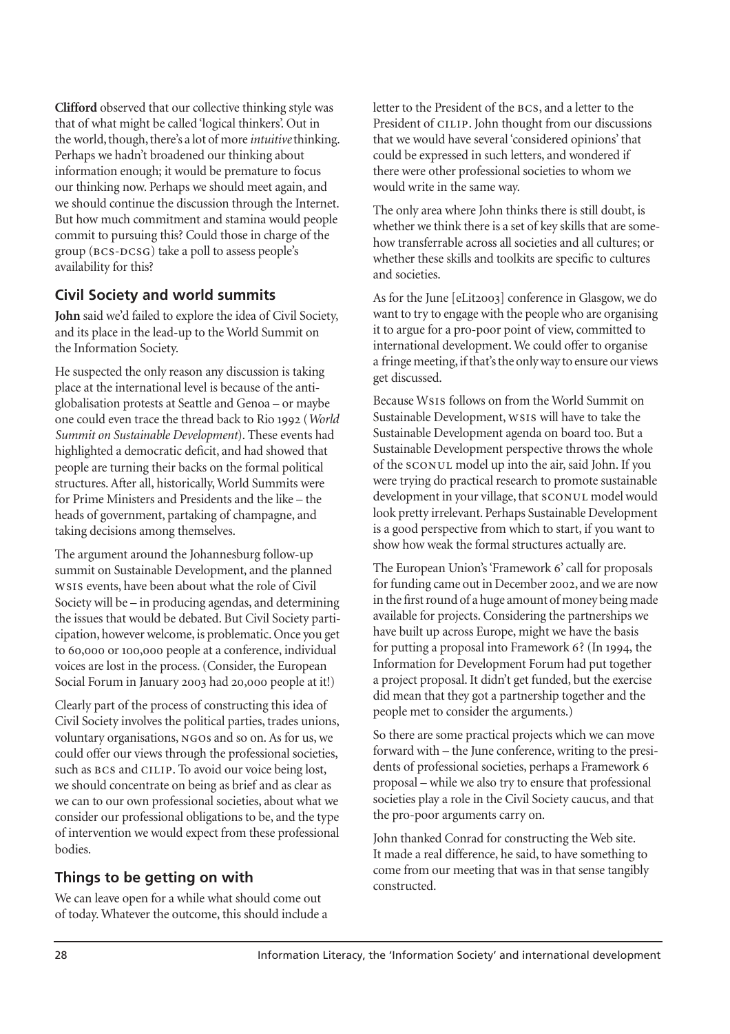**Clifford** observed that our collective thinking style was that of what might be called 'logical thinkers'. Out in the world, though, there's a lot of more *intuitive* thinking. Perhaps we hadn't broadened our thinking about information enough; it would be premature to focus our thinking now. Perhaps we should meet again, and we should continue the discussion through the Internet. But how much commitment and stamina would people commit to pursuing this? Could those in charge of the group (BCS-DCSG) take a poll to assess people's availability for this?

## Civil Society and world summits

**John** said we'd failed to explore the idea of Civil Society, and its place in the lead-up to the World Summit on the Information Society.

He suspected the only reason any discussion is taking place at the international level is because of the anti-globalisation protests at Seattle and Genoa – or maybe one could even trace the thread back to Rio 1992 (*World Summit on Sustainable Development*). These events had highlighted a democratic deficit, and had showed that people are turning their backs on the formal political structures. After all, historically, World Summits were for Prime Ministers and Presidents and the like – the heads of government, partaking of champagne, and taking decisions among themselves.

The argument around the Johannesburg follow-up summit on Sustainable Development, and the planned WSIS events, have been about what the role of Civil Society will be – in producing agendas, and determining the issues that would be debated. But Civil Society participation, however welcome, is problematic. Once you get to 60,000 or 100,000 people at a conference, individual voices are lost in the process. (Consider, the European Social Forum in January 2003 had 20,000 people at it!)

Clearly part of the process of constructing this idea of Civil Society involves the political parties, trades unions, voluntary organisations, NGOs and so on. As for us, we could offer our views through the professional societies, such as BCS and CILIP. To avoid our voice being lost, we should concentrate on being as brief and as clear as we can to our own professional societies, about what we consider our professional obligations to be, and the type of intervention we would expect from these professional bodies.

## Things to be getting on with

We can leave open for a while what should come out of today. Whatever the outcome, this should include a letter to the President of the BCS, and a letter to the President of CILIP. John thought from our discussions that we would have several 'considered opinions' that could be expressed in such letters, and wondered if there were other professional societies to whom we would write in the same way.

The only area where John thinks there is still doubt, is whether we think there is a set of key skills that are somehow transferrable across all societies and all cultures; or whether these skills and toolkits are specific to cultures and societies.

As for the June [eLit2003] conference in Glasgow, we do want to try to engage with the people who are organising it to argue for a pro-poor point of view, committed to international development. We could offer to organise a fringe meeting, if that's the only way to ensure our views get discussed.

Because WSIS follows on from the World Summit on Sustainable Development, WSIS will have to take the Sustainable Development agenda on board too. But a Sustainable Development perspective throws the whole of the SCONUL model up into the air, said John. If you were trying do practical research to promote sustainable development in your village, that SCONUL model would look pretty irrelevant. Perhaps Sustainable Development is a good perspective from which to start, if you want to show how weak the formal structures actually are.

The European Union's 'Framework 6' call for proposals for funding came out in December 2002, and we are now in the first round of a huge amount of money being made available for projects. Considering the partnerships we have built up across Europe, might we have the basis for putting a proposal into Framework 6? (In 1994, the Information for Development Forum had put together a project proposal. It didn't get funded, but the exercise did mean that they got a partnership together and the people met to consider the arguments.)

So there are some practical projects which we can move forward with – the June conference, writing to the presidents of professional societies, perhaps a Framework 6 proposal – while we also try to ensure that professional societies play a role in the Civil Society caucus, and that the pro-poor arguments carry on.

John thanked Conrad for constructing the Web site. It made a real difference, he said, to have something to come from our meeting that was in that sense tangibly constructed.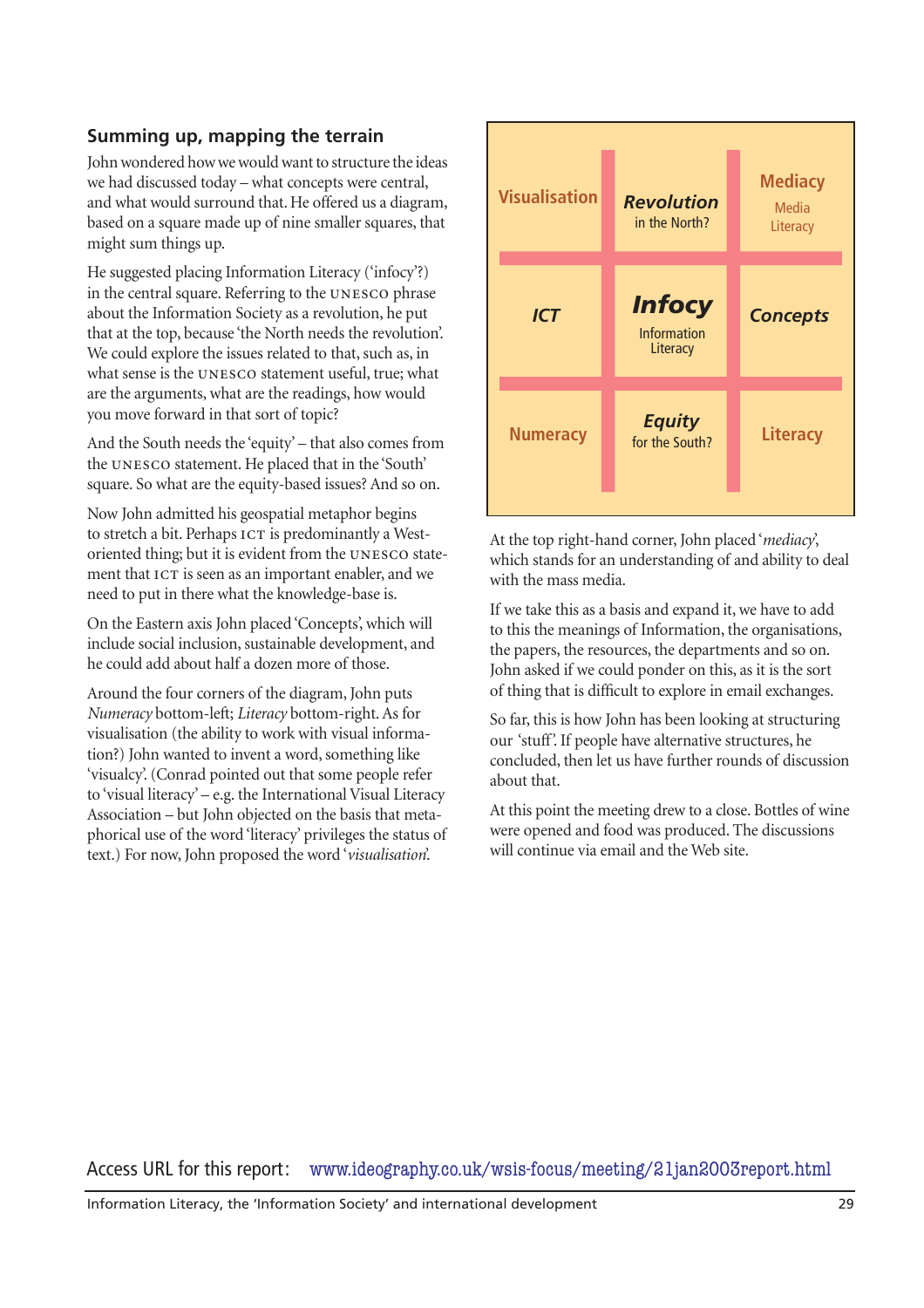## Summing up, mapping the terrain

John wondered how we would want to structure the ideas we had discussed today – what concepts were central, and what would surround that. He offered us a diagram, based on a square made up of nine smaller squares, that might sum things up.

He suggested placing Information Literacy ('infocy'?) in the central square. Referring to the UNESCO phrase about the Information Society as a revolution, he put that at the top, because 'the North needs the revolution'. We could explore the issues related to that, such as, in what sense is the UNESCO statement useful, true; what are the arguments, what are the readings, how would you move forward in that sort of topic?

And the South needs the 'equity' – that also comes from the UNESCO statement. He placed that in the 'South' square. So what are the equity-based issues? And so on.

Now John admitted his geospatial metaphor begins to stretch a bit. Perhaps ICT is predominantly a West-oriented thing; but it is evident from the UNESCO statement that ICT is seen as an important enabler, and we need to put in there what the knowledge-base is.

On the Eastern axis John placed 'Concepts', which will include social inclusion, sustainable development, and he could add about half a dozen more of those.

Around the four corners of the diagram, John puts *Numeracy* bottom-left; *Literacy* bottom-right. As for visualisation (the ability to work with visual information?) John wanted to invent a word, something like 'visualcy'. (Conrad pointed out that some people refer to 'visual literacy' – e.g. the International Visual Literacy Association – but John objected on the basis that metaphorical use of the word 'literacy' privileges the status of text.) For now, John proposed the word '*visualisation*'.

| | | |
|---|---|---|
| Visualisation | ***Revolution*** in the North? | **Mediacy** Media Literacy |
| ***ICT*** | ***Infocy*** Information Literacy | ***Concepts*** |
| **Numeracy** | ***Equity*** for the South? | **Literacy** |

At the top right-hand corner, John placed '*mediacy*', which stands for an understanding of and ability to deal with the mass media.

If we take this as a basis and expand it, we have to add to this the meanings of Information, the organisations, the papers, the resources, the departments and so on. John asked if we could ponder on this, as it is the sort of thing that is difficult to explore in email exchanges.

So far, this is how John has been looking at structuring our 'stuff'. If people have alternative structures, he concluded, then let us have further rounds of discussion about that.

At this point the meeting drew to a close. Bottles of wine were opened and food was produced. The discussions will continue via email and the Web site.

Access URL for this report: www.ideography.co.uk/wsis-focus/meeting/21jan2003report.html